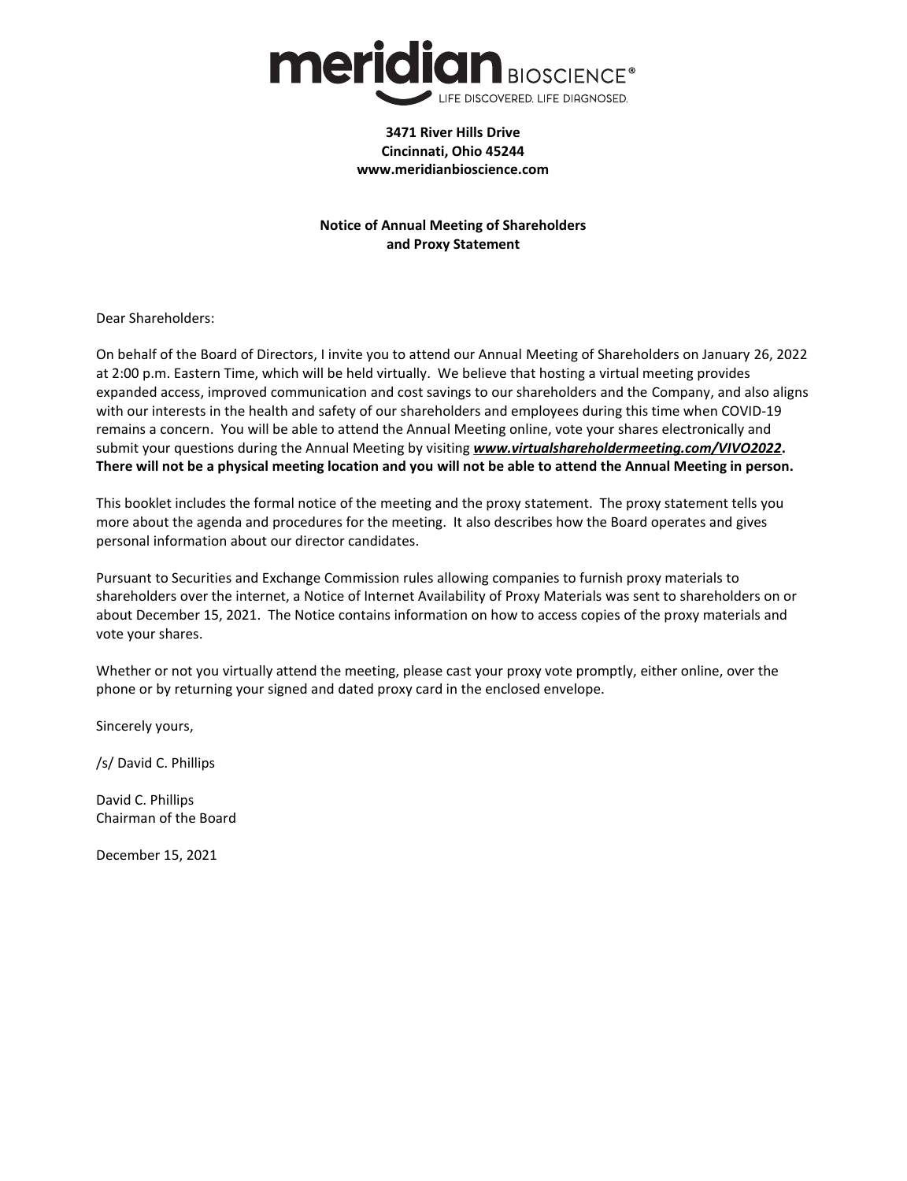**meridian** BIOSCIENCE®

LIFE DISCOVERED. LIFE DIAGNOSED.

**3471 River Hills Drive**
**Cincinnati, Ohio 45244**
**www.meridianbioscience.com**

**Notice of Annual Meeting of Shareholders**
**and Proxy Statement**

Dear Shareholders:

On behalf of the Board of Directors, I invite you to attend our Annual Meeting of Shareholders on January 26, 2022 at 2:00 p.m. Eastern Time, which will be held virtually. We believe that hosting a virtual meeting provides expanded access, improved communication and cost savings to our shareholders and the Company, and also aligns with our interests in the health and safety of our shareholders and employees during this time when COVID-19 remains a concern. You will be able to attend the Annual Meeting online, vote your shares electronically and submit your questions during the Annual Meeting by visiting ***www.virtualshareholdermeeting.com/VIVO2022*****.** **There will not be a physical meeting location and you will not be able to attend the Annual Meeting in person.**

This booklet includes the formal notice of the meeting and the proxy statement. The proxy statement tells you more about the agenda and procedures for the meeting. It also describes how the Board operates and gives personal information about our director candidates.

Pursuant to Securities and Exchange Commission rules allowing companies to furnish proxy materials to shareholders over the internet, a Notice of Internet Availability of Proxy Materials was sent to shareholders on or about December 15, 2021. The Notice contains information on how to access copies of the proxy materials and vote your shares.

Whether or not you virtually attend the meeting, please cast your proxy vote promptly, either online, over the phone or by returning your signed and dated proxy card in the enclosed envelope.

Sincerely yours,

/s/ David C. Phillips

David C. Phillips
Chairman of the Board

December 15, 2021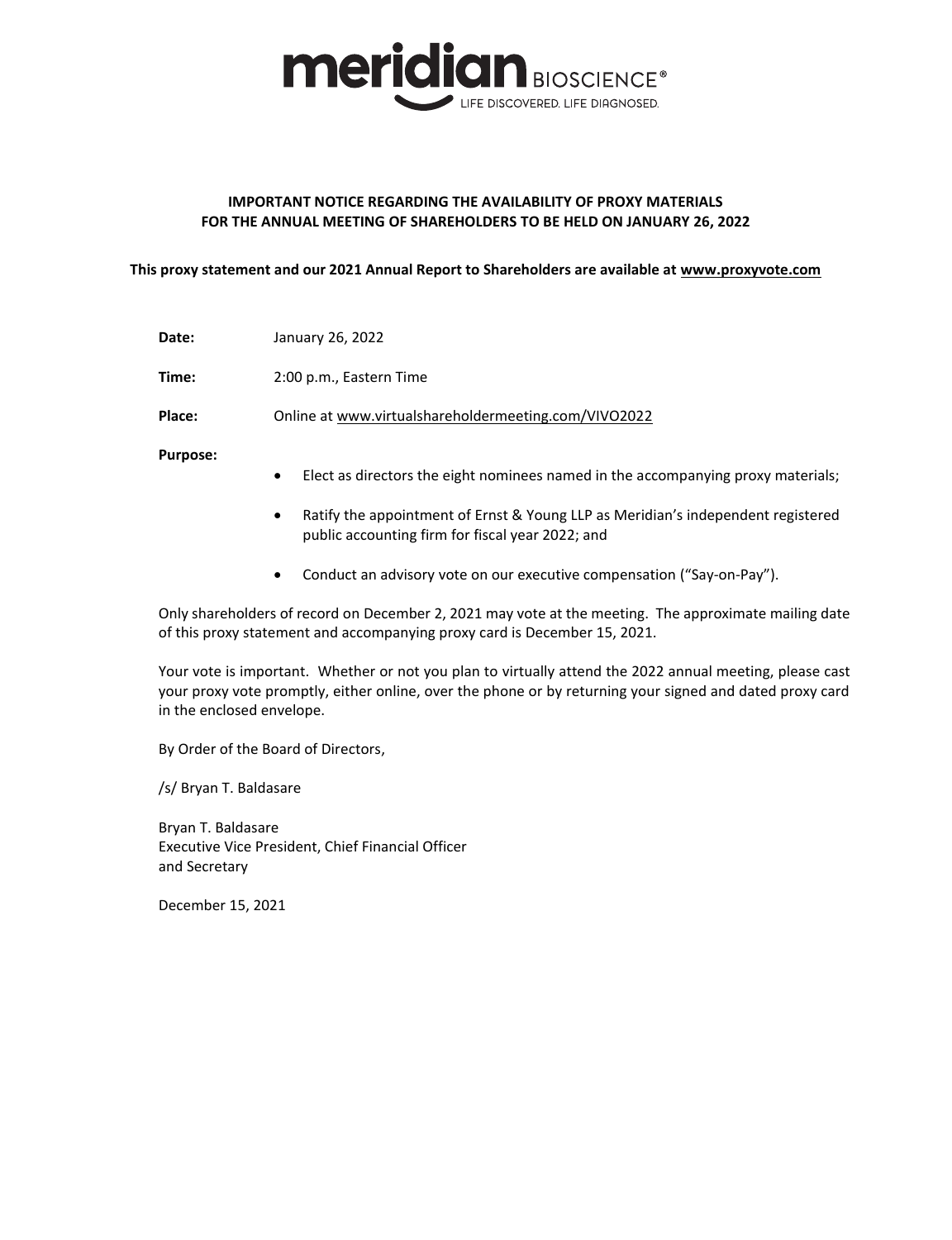meridian BIOSCIENCE®
LIFE DISCOVERED. LIFE DIAGNOSED.

**IMPORTANT NOTICE REGARDING THE AVAILABILITY OF PROXY MATERIALS FOR THE ANNUAL MEETING OF SHAREHOLDERS TO BE HELD ON JANUARY 26, 2022**

**This proxy statement and our 2021 Annual Report to Shareholders are available at www.proxyvote.com**

**Date:** January 26, 2022

**Time:** 2:00 p.m., Eastern Time

**Place:** Online at www.virtualshareholdermeeting.com/VIVO2022

**Purpose:**

- Elect as directors the eight nominees named in the accompanying proxy materials;
- Ratify the appointment of Ernst & Young LLP as Meridian's independent registered public accounting firm for fiscal year 2022; and
- Conduct an advisory vote on our executive compensation ("Say-on-Pay").

Only shareholders of record on December 2, 2021 may vote at the meeting. The approximate mailing date of this proxy statement and accompanying proxy card is December 15, 2021.

Your vote is important. Whether or not you plan to virtually attend the 2022 annual meeting, please cast your proxy vote promptly, either online, over the phone or by returning your signed and dated proxy card in the enclosed envelope.

By Order of the Board of Directors,

/s/ Bryan T. Baldasare

Bryan T. Baldasare
Executive Vice President, Chief Financial Officer
and Secretary

December 15, 2021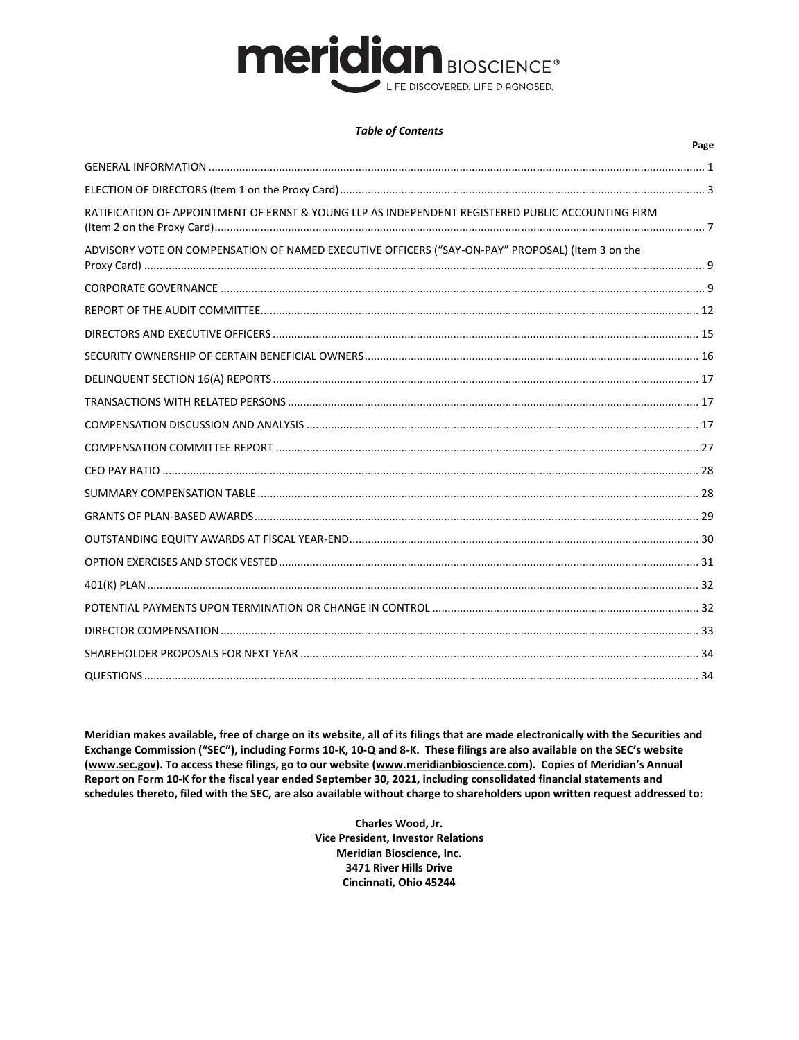***Table of Contents***

| | Page |
|---|---|
| GENERAL INFORMATION | 1 |
| ELECTION OF DIRECTORS (Item 1 on the Proxy Card) | 3 |
| RATIFICATION OF APPOINTMENT OF ERNST & YOUNG LLP AS INDEPENDENT REGISTERED PUBLIC ACCOUNTING FIRM (Item 2 on the Proxy Card) | 7 |
| ADVISORY VOTE ON COMPENSATION OF NAMED EXECUTIVE OFFICERS ("SAY-ON-PAY" PROPOSAL) (Item 3 on the Proxy Card) | 9 |
| CORPORATE GOVERNANCE | 9 |
| REPORT OF THE AUDIT COMMITTEE | 12 |
| DIRECTORS AND EXECUTIVE OFFICERS | 15 |
| SECURITY OWNERSHIP OF CERTAIN BENEFICIAL OWNERS | 16 |
| DELINQUENT SECTION 16(A) REPORTS | 17 |
| TRANSACTIONS WITH RELATED PERSONS | 17 |
| COMPENSATION DISCUSSION AND ANALYSIS | 17 |
| COMPENSATION COMMITTEE REPORT | 27 |
| CEO PAY RATIO | 28 |
| SUMMARY COMPENSATION TABLE | 28 |
| GRANTS OF PLAN-BASED AWARDS | 29 |
| OUTSTANDING EQUITY AWARDS AT FISCAL YEAR-END | 30 |
| OPTION EXERCISES AND STOCK VESTED | 31 |
| 401(K) PLAN | 32 |
| POTENTIAL PAYMENTS UPON TERMINATION OR CHANGE IN CONTROL | 32 |
| DIRECTOR COMPENSATION | 33 |
| SHAREHOLDER PROPOSALS FOR NEXT YEAR | 34 |
| QUESTIONS | 34 |

**Meridian makes available, free of charge on its website, all of its filings that are made electronically with the Securities and Exchange Commission ("SEC"), including Forms 10-K, 10-Q and 8-K. These filings are also available on the SEC's website (www.sec.gov). To access these filings, go to our website (www.meridianbioscience.com). Copies of Meridian's Annual Report on Form 10-K for the fiscal year ended September 30, 2021, including consolidated financial statements and schedules thereto, filed with the SEC, are also available without charge to shareholders upon written request addressed to:**

**Charles Wood, Jr.**
**Vice President, Investor Relations**
**Meridian Bioscience, Inc.**
**3471 River Hills Drive**
**Cincinnati, Ohio 45244**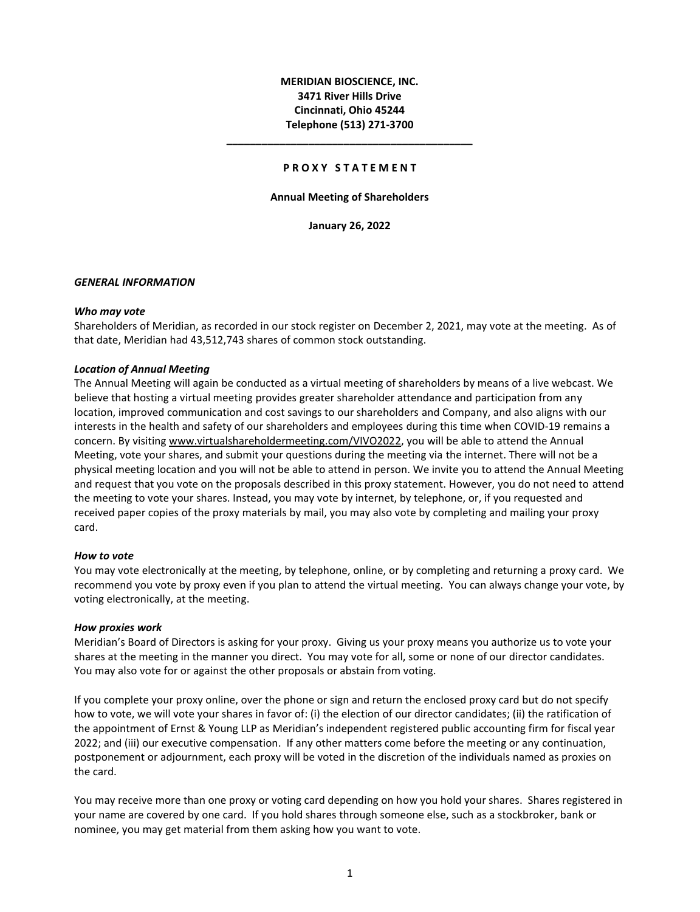**MERIDIAN BIOSCIENCE, INC.**
**3471 River Hills Drive**
**Cincinnati, Ohio 45244**
**Telephone (513) 271-3700**

---

**P R O X Y  S T A T E M E N T**

**Annual Meeting of Shareholders**

**January 26, 2022**

***GENERAL INFORMATION***

***Who may vote***

Shareholders of Meridian, as recorded in our stock register on December 2, 2021, may vote at the meeting. As of that date, Meridian had 43,512,743 shares of common stock outstanding.

***Location of Annual Meeting***

The Annual Meeting will again be conducted as a virtual meeting of shareholders by means of a live webcast. We believe that hosting a virtual meeting provides greater shareholder attendance and participation from any location, improved communication and cost savings to our shareholders and Company, and also aligns with our interests in the health and safety of our shareholders and employees during this time when COVID-19 remains a concern. By visiting www.virtualshareholdermeeting.com/VIVO2022, you will be able to attend the Annual Meeting, vote your shares, and submit your questions during the meeting via the internet. There will not be a physical meeting location and you will not be able to attend in person. We invite you to attend the Annual Meeting and request that you vote on the proposals described in this proxy statement. However, you do not need to attend the meeting to vote your shares. Instead, you may vote by internet, by telephone, or, if you requested and received paper copies of the proxy materials by mail, you may also vote by completing and mailing your proxy card.

***How to vote***

You may vote electronically at the meeting, by telephone, online, or by completing and returning a proxy card. We recommend you vote by proxy even if you plan to attend the virtual meeting. You can always change your vote, by voting electronically, at the meeting.

***How proxies work***

Meridian's Board of Directors is asking for your proxy. Giving us your proxy means you authorize us to vote your shares at the meeting in the manner you direct. You may vote for all, some or none of our director candidates. You may also vote for or against the other proposals or abstain from voting.

If you complete your proxy online, over the phone or sign and return the enclosed proxy card but do not specify how to vote, we will vote your shares in favor of: (i) the election of our director candidates; (ii) the ratification of the appointment of Ernst & Young LLP as Meridian's independent registered public accounting firm for fiscal year 2022; and (iii) our executive compensation. If any other matters come before the meeting or any continuation, postponement or adjournment, each proxy will be voted in the discretion of the individuals named as proxies on the card.

You may receive more than one proxy or voting card depending on how you hold your shares. Shares registered in your name are covered by one card. If you hold shares through someone else, such as a stockbroker, bank or nominee, you may get material from them asking how you want to vote.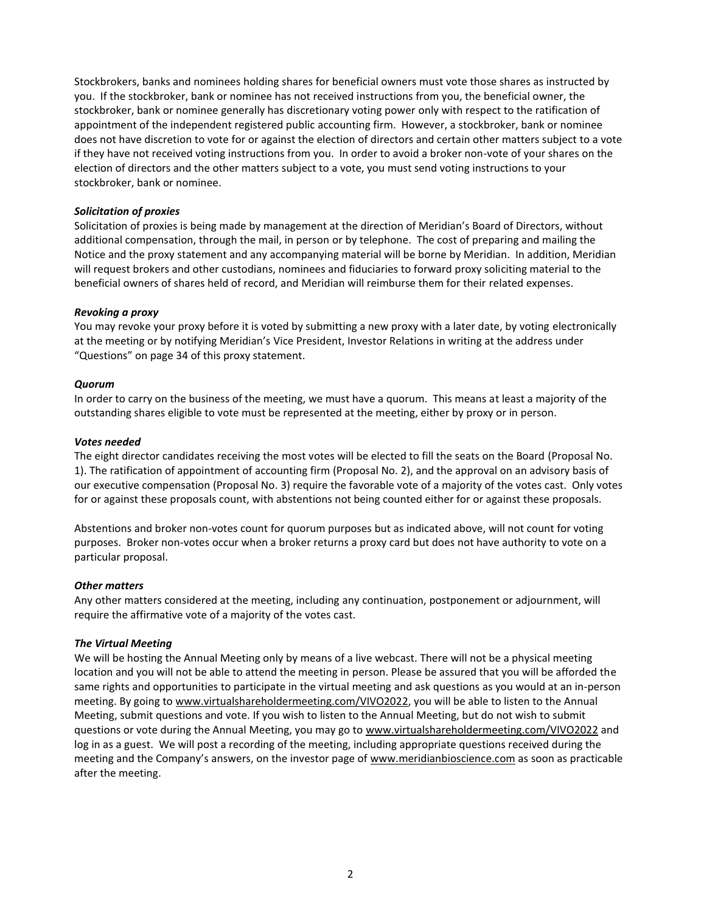Stockbrokers, banks and nominees holding shares for beneficial owners must vote those shares as instructed by you. If the stockbroker, bank or nominee has not received instructions from you, the beneficial owner, the stockbroker, bank or nominee generally has discretionary voting power only with respect to the ratification of appointment of the independent registered public accounting firm. However, a stockbroker, bank or nominee does not have discretion to vote for or against the election of directors and certain other matters subject to a vote if they have not received voting instructions from you. In order to avoid a broker non-vote of your shares on the election of directors and the other matters subject to a vote, you must send voting instructions to your stockbroker, bank or nominee.

***Solicitation of proxies***

Solicitation of proxies is being made by management at the direction of Meridian's Board of Directors, without additional compensation, through the mail, in person or by telephone. The cost of preparing and mailing the Notice and the proxy statement and any accompanying material will be borne by Meridian. In addition, Meridian will request brokers and other custodians, nominees and fiduciaries to forward proxy soliciting material to the beneficial owners of shares held of record, and Meridian will reimburse them for their related expenses.

***Revoking a proxy***

You may revoke your proxy before it is voted by submitting a new proxy with a later date, by voting electronically at the meeting or by notifying Meridian's Vice President, Investor Relations in writing at the address under "Questions" on page 34 of this proxy statement.

***Quorum***

In order to carry on the business of the meeting, we must have a quorum. This means at least a majority of the outstanding shares eligible to vote must be represented at the meeting, either by proxy or in person.

***Votes needed***

The eight director candidates receiving the most votes will be elected to fill the seats on the Board (Proposal No. 1). The ratification of appointment of accounting firm (Proposal No. 2), and the approval on an advisory basis of our executive compensation (Proposal No. 3) require the favorable vote of a majority of the votes cast. Only votes for or against these proposals count, with abstentions not being counted either for or against these proposals.

Abstentions and broker non-votes count for quorum purposes but as indicated above, will not count for voting purposes. Broker non-votes occur when a broker returns a proxy card but does not have authority to vote on a particular proposal.

***Other matters***

Any other matters considered at the meeting, including any continuation, postponement or adjournment, will require the affirmative vote of a majority of the votes cast.

***The Virtual Meeting***

We will be hosting the Annual Meeting only by means of a live webcast. There will not be a physical meeting location and you will not be able to attend the meeting in person. Please be assured that you will be afforded the same rights and opportunities to participate in the virtual meeting and ask questions as you would at an in-person meeting. By going to www.virtualshareholdermeeting.com/VIVO2022, you will be able to listen to the Annual Meeting, submit questions and vote. If you wish to listen to the Annual Meeting, but do not wish to submit questions or vote during the Annual Meeting, you may go to www.virtualshareholdermeeting.com/VIVO2022 and log in as a guest. We will post a recording of the meeting, including appropriate questions received during the meeting and the Company's answers, on the investor page of www.meridianbioscience.com as soon as practicable after the meeting.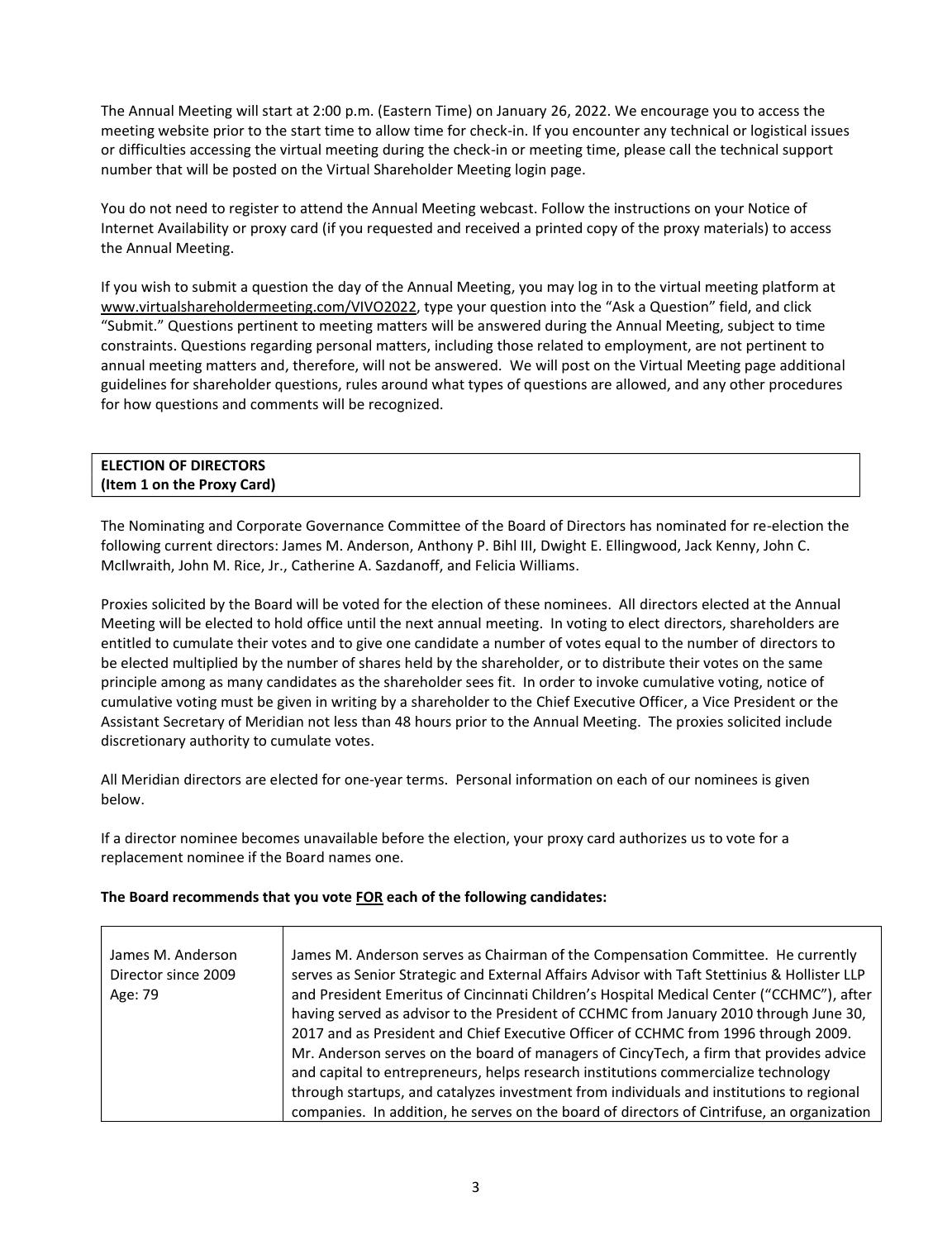The Annual Meeting will start at 2:00 p.m. (Eastern Time) on January 26, 2022. We encourage you to access the meeting website prior to the start time to allow time for check-in. If you encounter any technical or logistical issues or difficulties accessing the virtual meeting during the check-in or meeting time, please call the technical support number that will be posted on the Virtual Shareholder Meeting login page.

You do not need to register to attend the Annual Meeting webcast. Follow the instructions on your Notice of Internet Availability or proxy card (if you requested and received a printed copy of the proxy materials) to access the Annual Meeting.

If you wish to submit a question the day of the Annual Meeting, you may log in to the virtual meeting platform at www.virtualshareholdermeeting.com/VIVO2022, type your question into the "Ask a Question" field, and click "Submit." Questions pertinent to meeting matters will be answered during the Annual Meeting, subject to time constraints. Questions regarding personal matters, including those related to employment, are not pertinent to annual meeting matters and, therefore, will not be answered. We will post on the Virtual Meeting page additional guidelines for shareholder questions, rules around what types of questions are allowed, and any other procedures for how questions and comments will be recognized.

## ELECTION OF DIRECTORS
**(Item 1 on the Proxy Card)**

The Nominating and Corporate Governance Committee of the Board of Directors has nominated for re-election the following current directors: James M. Anderson, Anthony P. Bihl III, Dwight E. Ellingwood, Jack Kenny, John C. McIlwraith, John M. Rice, Jr., Catherine A. Sazdanoff, and Felicia Williams.

Proxies solicited by the Board will be voted for the election of these nominees. All directors elected at the Annual Meeting will be elected to hold office until the next annual meeting. In voting to elect directors, shareholders are entitled to cumulate their votes and to give one candidate a number of votes equal to the number of directors to be elected multiplied by the number of shares held by the shareholder, or to distribute their votes on the same principle among as many candidates as the shareholder sees fit. In order to invoke cumulative voting, notice of cumulative voting must be given in writing by a shareholder to the Chief Executive Officer, a Vice President or the Assistant Secretary of Meridian not less than 48 hours prior to the Annual Meeting. The proxies solicited include discretionary authority to cumulate votes.

All Meridian directors are elected for one-year terms. Personal information on each of our nominees is given below.

If a director nominee becomes unavailable before the election, your proxy card authorizes us to vote for a replacement nominee if the Board names one.

**The Board recommends that you vote FOR each of the following candidates:**

| | |
|---|---|
| James M. Anderson<br>Director since 2009<br>Age: 79 | James M. Anderson serves as Chairman of the Compensation Committee. He currently serves as Senior Strategic and External Affairs Advisor with Taft Stettinius & Hollister LLP and President Emeritus of Cincinnati Children's Hospital Medical Center ("CCHMC"), after having served as advisor to the President of CCHMC from January 2010 through June 30, 2017 and as President and Chief Executive Officer of CCHMC from 1996 through 2009. Mr. Anderson serves on the board of managers of CincyTech, a firm that provides advice and capital to entrepreneurs, helps research institutions commercialize technology through startups, and catalyzes investment from individuals and institutions to regional companies. In addition, he serves on the board of directors of Cintrifuse, an organization |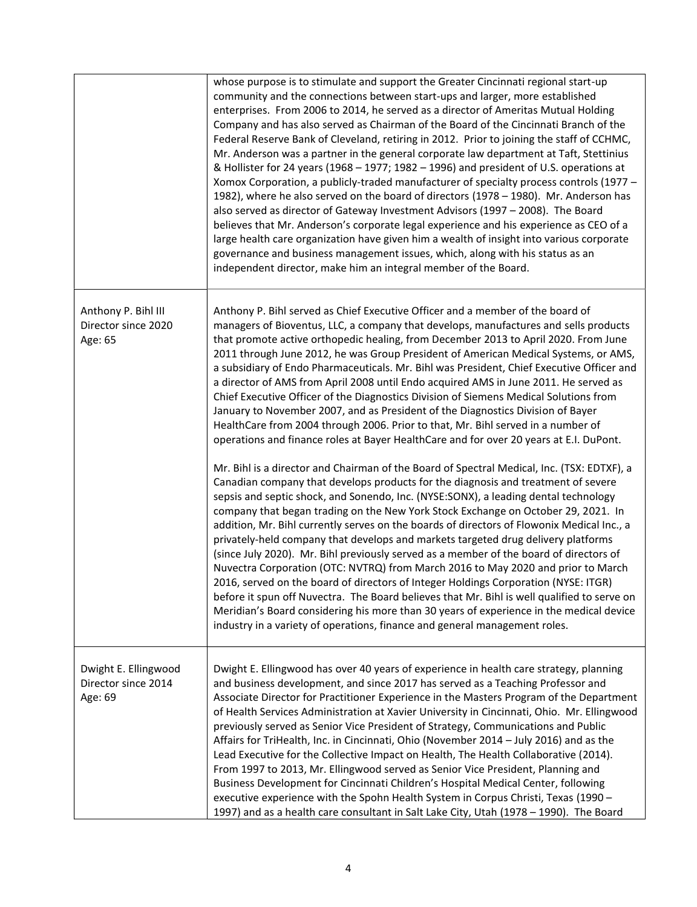| | |
|---|---|
| | whose purpose is to stimulate and support the Greater Cincinnati regional start-up community and the connections between start-ups and larger, more established enterprises. From 2006 to 2014, he served as a director of Ameritas Mutual Holding Company and has also served as Chairman of the Board of the Cincinnati Branch of the Federal Reserve Bank of Cleveland, retiring in 2012. Prior to joining the staff of CCHMC, Mr. Anderson was a partner in the general corporate law department at Taft, Stettinius & Hollister for 24 years (1968 – 1977; 1982 – 1996) and president of U.S. operations at Xomox Corporation, a publicly-traded manufacturer of specialty process controls (1977 – 1982), where he also served on the board of directors (1978 – 1980). Mr. Anderson has also served as director of Gateway Investment Advisors (1997 – 2008). The Board believes that Mr. Anderson's corporate legal experience and his experience as CEO of a large health care organization have given him a wealth of insight into various corporate governance and business management issues, which, along with his status as an independent director, make him an integral member of the Board. |
| Anthony P. Bihl III<br>Director since 2020<br>Age: 65 | Anthony P. Bihl served as Chief Executive Officer and a member of the board of managers of Bioventus, LLC, a company that develops, manufactures and sells products that promote active orthopedic healing, from December 2013 to April 2020. From June 2011 through June 2012, he was Group President of American Medical Systems, or AMS, a subsidiary of Endo Pharmaceuticals. Mr. Bihl was President, Chief Executive Officer and a director of AMS from April 2008 until Endo acquired AMS in June 2011. He served as Chief Executive Officer of the Diagnostics Division of Siemens Medical Solutions from January to November 2007, and as President of the Diagnostics Division of Bayer HealthCare from 2004 through 2006. Prior to that, Mr. Bihl served in a number of operations and finance roles at Bayer HealthCare and for over 20 years at E.I. DuPont.<br><br>Mr. Bihl is a director and Chairman of the Board of Spectral Medical, Inc. (TSX: EDTXF), a Canadian company that develops products for the diagnosis and treatment of severe sepsis and septic shock, and Sonendo, Inc. (NYSE:SONX), a leading dental technology company that began trading on the New York Stock Exchange on October 29, 2021. In addition, Mr. Bihl currently serves on the boards of directors of Flowonix Medical Inc., a privately-held company that develops and markets targeted drug delivery platforms (since July 2020). Mr. Bihl previously served as a member of the board of directors of Nuvectra Corporation (OTC: NVTRQ) from March 2016 to May 2020 and prior to March 2016, served on the board of directors of Integer Holdings Corporation (NYSE: ITGR) before it spun off Nuvectra. The Board believes that Mr. Bihl is well qualified to serve on Meridian's Board considering his more than 30 years of experience in the medical device industry in a variety of operations, finance and general management roles. |
| Dwight E. Ellingwood<br>Director since 2014<br>Age: 69 | Dwight E. Ellingwood has over 40 years of experience in health care strategy, planning and business development, and since 2017 has served as a Teaching Professor and Associate Director for Practitioner Experience in the Masters Program of the Department of Health Services Administration at Xavier University in Cincinnati, Ohio. Mr. Ellingwood previously served as Senior Vice President of Strategy, Communications and Public Affairs for TriHealth, Inc. in Cincinnati, Ohio (November 2014 – July 2016) and as the Lead Executive for the Collective Impact on Health, The Health Collaborative (2014). From 1997 to 2013, Mr. Ellingwood served as Senior Vice President, Planning and Business Development for Cincinnati Children's Hospital Medical Center, following executive experience with the Spohn Health System in Corpus Christi, Texas (1990 – 1997) and as a health care consultant in Salt Lake City, Utah (1978 – 1990). The Board |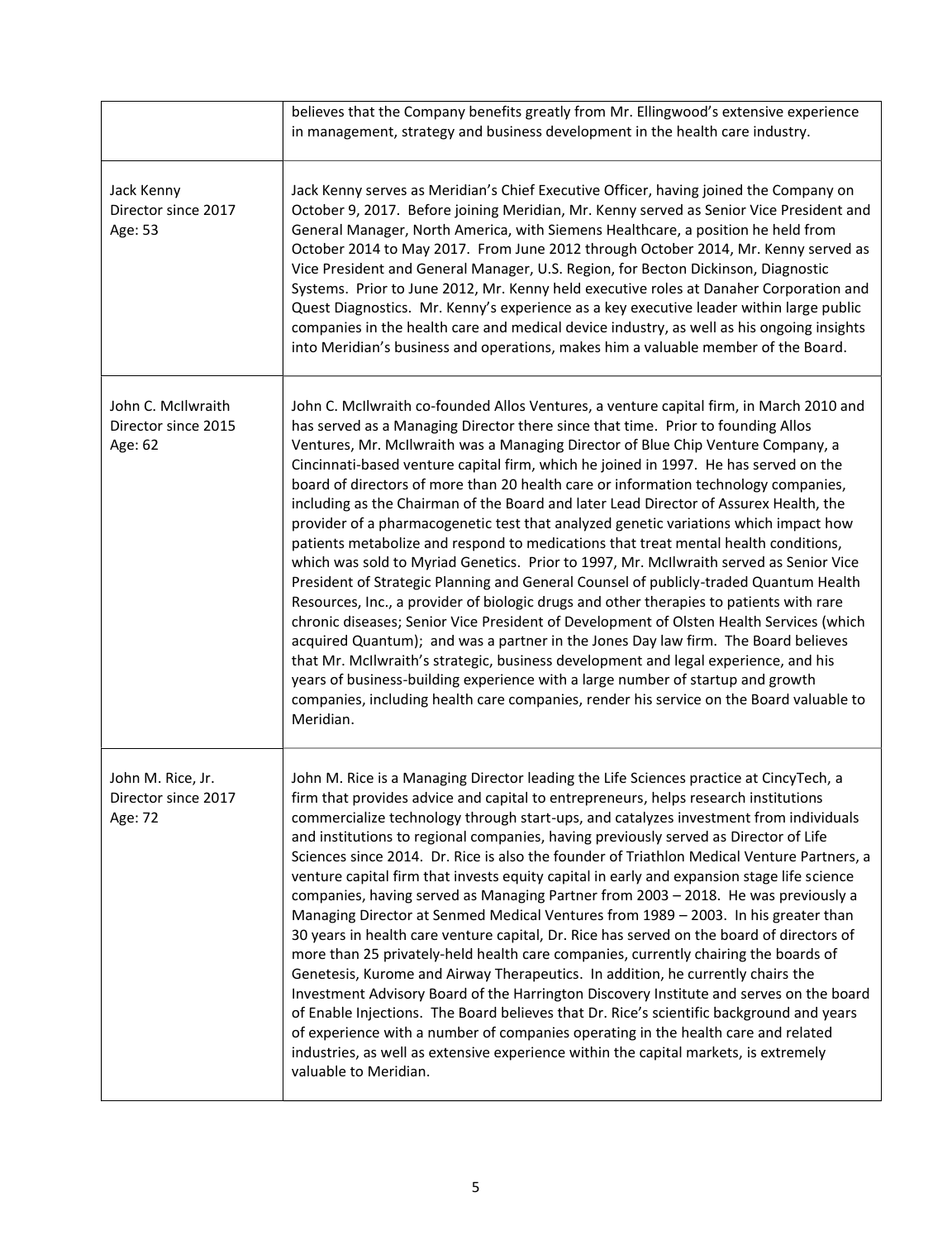| | |
|---|---|
| | believes that the Company benefits greatly from Mr. Ellingwood's extensive experience in management, strategy and business development in the health care industry. |
| Jack Kenny<br>Director since 2017<br>Age: 53 | Jack Kenny serves as Meridian's Chief Executive Officer, having joined the Company on October 9, 2017. Before joining Meridian, Mr. Kenny served as Senior Vice President and General Manager, North America, with Siemens Healthcare, a position he held from October 2014 to May 2017. From June 2012 through October 2014, Mr. Kenny served as Vice President and General Manager, U.S. Region, for Becton Dickinson, Diagnostic Systems. Prior to June 2012, Mr. Kenny held executive roles at Danaher Corporation and Quest Diagnostics. Mr. Kenny's experience as a key executive leader within large public companies in the health care and medical device industry, as well as his ongoing insights into Meridian's business and operations, makes him a valuable member of the Board. |
| John C. McIlwraith<br>Director since 2015<br>Age: 62 | John C. McIlwraith co-founded Allos Ventures, a venture capital firm, in March 2010 and has served as a Managing Director there since that time. Prior to founding Allos Ventures, Mr. McIlwraith was a Managing Director of Blue Chip Venture Company, a Cincinnati-based venture capital firm, which he joined in 1997. He has served on the board of directors of more than 20 health care or information technology companies, including as the Chairman of the Board and later Lead Director of Assurex Health, the provider of a pharmacogenetic test that analyzed genetic variations which impact how patients metabolize and respond to medications that treat mental health conditions, which was sold to Myriad Genetics. Prior to 1997, Mr. McIlwraith served as Senior Vice President of Strategic Planning and General Counsel of publicly-traded Quantum Health Resources, Inc., a provider of biologic drugs and other therapies to patients with rare chronic diseases; Senior Vice President of Development of Olsten Health Services (which acquired Quantum); and was a partner in the Jones Day law firm. The Board believes that Mr. McIlwraith's strategic, business development and legal experience, and his years of business-building experience with a large number of startup and growth companies, including health care companies, render his service on the Board valuable to Meridian. |
| John M. Rice, Jr.<br>Director since 2017<br>Age: 72 | John M. Rice is a Managing Director leading the Life Sciences practice at CincyTech, a firm that provides advice and capital to entrepreneurs, helps research institutions commercialize technology through start-ups, and catalyzes investment from individuals and institutions to regional companies, having previously served as Director of Life Sciences since 2014. Dr. Rice is also the founder of Triathlon Medical Venture Partners, a venture capital firm that invests equity capital in early and expansion stage life science companies, having served as Managing Partner from 2003 – 2018. He was previously a Managing Director at Senmed Medical Ventures from 1989 – 2003. In his greater than 30 years in health care venture capital, Dr. Rice has served on the board of directors of more than 25 privately-held health care companies, currently chairing the boards of Genetesis, Kurome and Airway Therapeutics. In addition, he currently chairs the Investment Advisory Board of the Harrington Discovery Institute and serves on the board of Enable Injections. The Board believes that Dr. Rice's scientific background and years of experience with a number of companies operating in the health care and related industries, as well as extensive experience within the capital markets, is extremely valuable to Meridian. |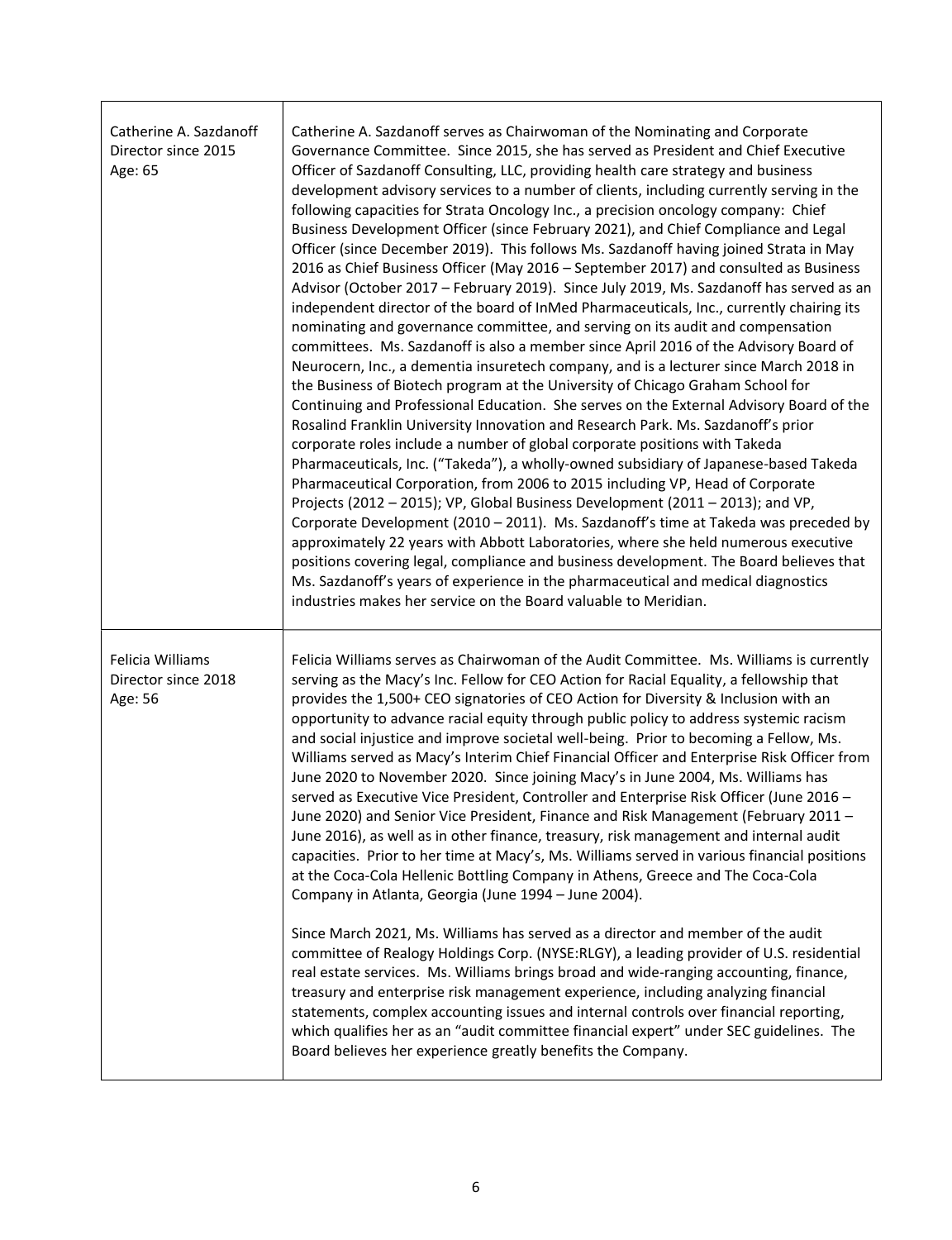| | |
|---|---|
| Catherine A. Sazdanoff<br>Director since 2015<br>Age: 65 | Catherine A. Sazdanoff serves as Chairwoman of the Nominating and Corporate Governance Committee. Since 2015, she has served as President and Chief Executive Officer of Sazdanoff Consulting, LLC, providing health care strategy and business development advisory services to a number of clients, including currently serving in the following capacities for Strata Oncology Inc., a precision oncology company: Chief Business Development Officer (since February 2021), and Chief Compliance and Legal Officer (since December 2019). This follows Ms. Sazdanoff having joined Strata in May 2016 as Chief Business Officer (May 2016 – September 2017) and consulted as Business Advisor (October 2017 – February 2019). Since July 2019, Ms. Sazdanoff has served as an independent director of the board of InMed Pharmaceuticals, Inc., currently chairing its nominating and governance committee, and serving on its audit and compensation committees. Ms. Sazdanoff is also a member since April 2016 of the Advisory Board of Neurocern, Inc., a dementia insuretech company, and is a lecturer since March 2018 in the Business of Biotech program at the University of Chicago Graham School for Continuing and Professional Education. She serves on the External Advisory Board of the Rosalind Franklin University Innovation and Research Park. Ms. Sazdanoff's prior corporate roles include a number of global corporate positions with Takeda Pharmaceuticals, Inc. ("Takeda"), a wholly-owned subsidiary of Japanese-based Takeda Pharmaceutical Corporation, from 2006 to 2015 including VP, Head of Corporate Projects (2012 – 2015); VP, Global Business Development (2011 – 2013); and VP, Corporate Development (2010 – 2011). Ms. Sazdanoff's time at Takeda was preceded by approximately 22 years with Abbott Laboratories, where she held numerous executive positions covering legal, compliance and business development. The Board believes that Ms. Sazdanoff's years of experience in the pharmaceutical and medical diagnostics industries makes her service on the Board valuable to Meridian. |
| Felicia Williams<br>Director since 2018<br>Age: 56 | Felicia Williams serves as Chairwoman of the Audit Committee. Ms. Williams is currently serving as the Macy's Inc. Fellow for CEO Action for Racial Equality, a fellowship that provides the 1,500+ CEO signatories of CEO Action for Diversity & Inclusion with an opportunity to advance racial equity through public policy to address systemic racism and social injustice and improve societal well-being. Prior to becoming a Fellow, Ms. Williams served as Macy's Interim Chief Financial Officer and Enterprise Risk Officer from June 2020 to November 2020. Since joining Macy's in June 2004, Ms. Williams has served as Executive Vice President, Controller and Enterprise Risk Officer (June 2016 – June 2020) and Senior Vice President, Finance and Risk Management (February 2011 – June 2016), as well as in other finance, treasury, risk management and internal audit capacities. Prior to her time at Macy's, Ms. Williams served in various financial positions at the Coca-Cola Hellenic Bottling Company in Athens, Greece and The Coca-Cola Company in Atlanta, Georgia (June 1994 – June 2004).<br><br>Since March 2021, Ms. Williams has served as a director and member of the audit committee of Realogy Holdings Corp. (NYSE:RLGY), a leading provider of U.S. residential real estate services. Ms. Williams brings broad and wide-ranging accounting, finance, treasury and enterprise risk management experience, including analyzing financial statements, complex accounting issues and internal controls over financial reporting, which qualifies her as an "audit committee financial expert" under SEC guidelines. The Board believes her experience greatly benefits the Company. |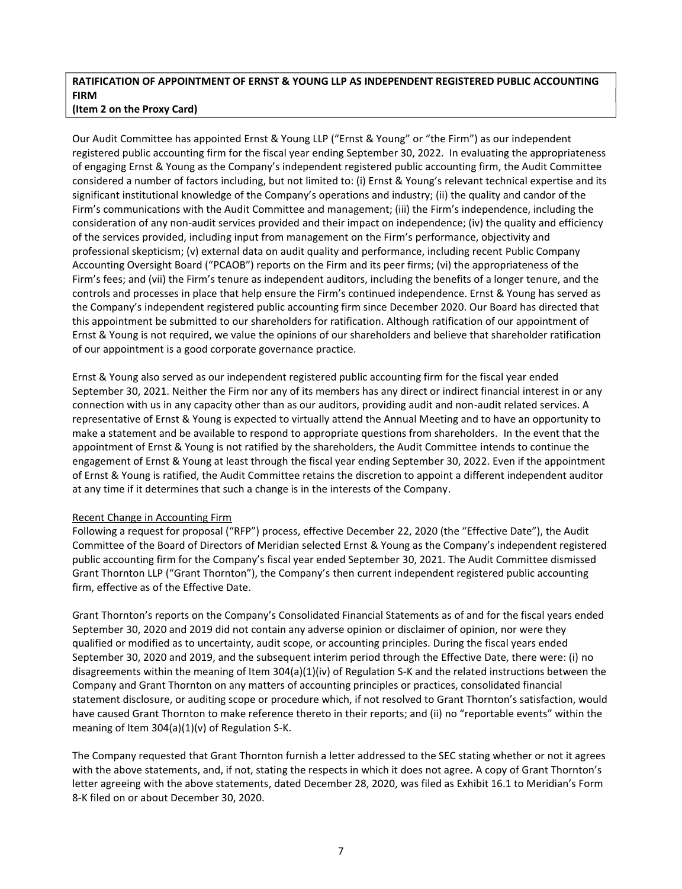**RATIFICATION OF APPOINTMENT OF ERNST & YOUNG LLP AS INDEPENDENT REGISTERED PUBLIC ACCOUNTING FIRM**
**(Item 2 on the Proxy Card)**

Our Audit Committee has appointed Ernst & Young LLP ("Ernst & Young" or "the Firm") as our independent registered public accounting firm for the fiscal year ending September 30, 2022. In evaluating the appropriateness of engaging Ernst & Young as the Company's independent registered public accounting firm, the Audit Committee considered a number of factors including, but not limited to: (i) Ernst & Young's relevant technical expertise and its significant institutional knowledge of the Company's operations and industry; (ii) the quality and candor of the Firm's communications with the Audit Committee and management; (iii) the Firm's independence, including the consideration of any non-audit services provided and their impact on independence; (iv) the quality and efficiency of the services provided, including input from management on the Firm's performance, objectivity and professional skepticism; (v) external data on audit quality and performance, including recent Public Company Accounting Oversight Board ("PCAOB") reports on the Firm and its peer firms; (vi) the appropriateness of the Firm's fees; and (vii) the Firm's tenure as independent auditors, including the benefits of a longer tenure, and the controls and processes in place that help ensure the Firm's continued independence. Ernst & Young has served as the Company's independent registered public accounting firm since December 2020. Our Board has directed that this appointment be submitted to our shareholders for ratification. Although ratification of our appointment of Ernst & Young is not required, we value the opinions of our shareholders and believe that shareholder ratification of our appointment is a good corporate governance practice.

Ernst & Young also served as our independent registered public accounting firm for the fiscal year ended September 30, 2021. Neither the Firm nor any of its members has any direct or indirect financial interest in or any connection with us in any capacity other than as our auditors, providing audit and non-audit related services. A representative of Ernst & Young is expected to virtually attend the Annual Meeting and to have an opportunity to make a statement and be available to respond to appropriate questions from shareholders. In the event that the appointment of Ernst & Young is not ratified by the shareholders, the Audit Committee intends to continue the engagement of Ernst & Young at least through the fiscal year ending September 30, 2022. Even if the appointment of Ernst & Young is ratified, the Audit Committee retains the discretion to appoint a different independent auditor at any time if it determines that such a change is in the interests of the Company.

Recent Change in Accounting Firm

Following a request for proposal ("RFP") process, effective December 22, 2020 (the "Effective Date"), the Audit Committee of the Board of Directors of Meridian selected Ernst & Young as the Company's independent registered public accounting firm for the Company's fiscal year ended September 30, 2021. The Audit Committee dismissed Grant Thornton LLP ("Grant Thornton"), the Company's then current independent registered public accounting firm, effective as of the Effective Date.

Grant Thornton's reports on the Company's Consolidated Financial Statements as of and for the fiscal years ended September 30, 2020 and 2019 did not contain any adverse opinion or disclaimer of opinion, nor were they qualified or modified as to uncertainty, audit scope, or accounting principles. During the fiscal years ended September 30, 2020 and 2019, and the subsequent interim period through the Effective Date, there were: (i) no disagreements within the meaning of Item 304(a)(1)(iv) of Regulation S-K and the related instructions between the Company and Grant Thornton on any matters of accounting principles or practices, consolidated financial statement disclosure, or auditing scope or procedure which, if not resolved to Grant Thornton's satisfaction, would have caused Grant Thornton to make reference thereto in their reports; and (ii) no "reportable events" within the meaning of Item 304(a)(1)(v) of Regulation S-K.

The Company requested that Grant Thornton furnish a letter addressed to the SEC stating whether or not it agrees with the above statements, and, if not, stating the respects in which it does not agree. A copy of Grant Thornton's letter agreeing with the above statements, dated December 28, 2020, was filed as Exhibit 16.1 to Meridian's Form 8-K filed on or about December 30, 2020.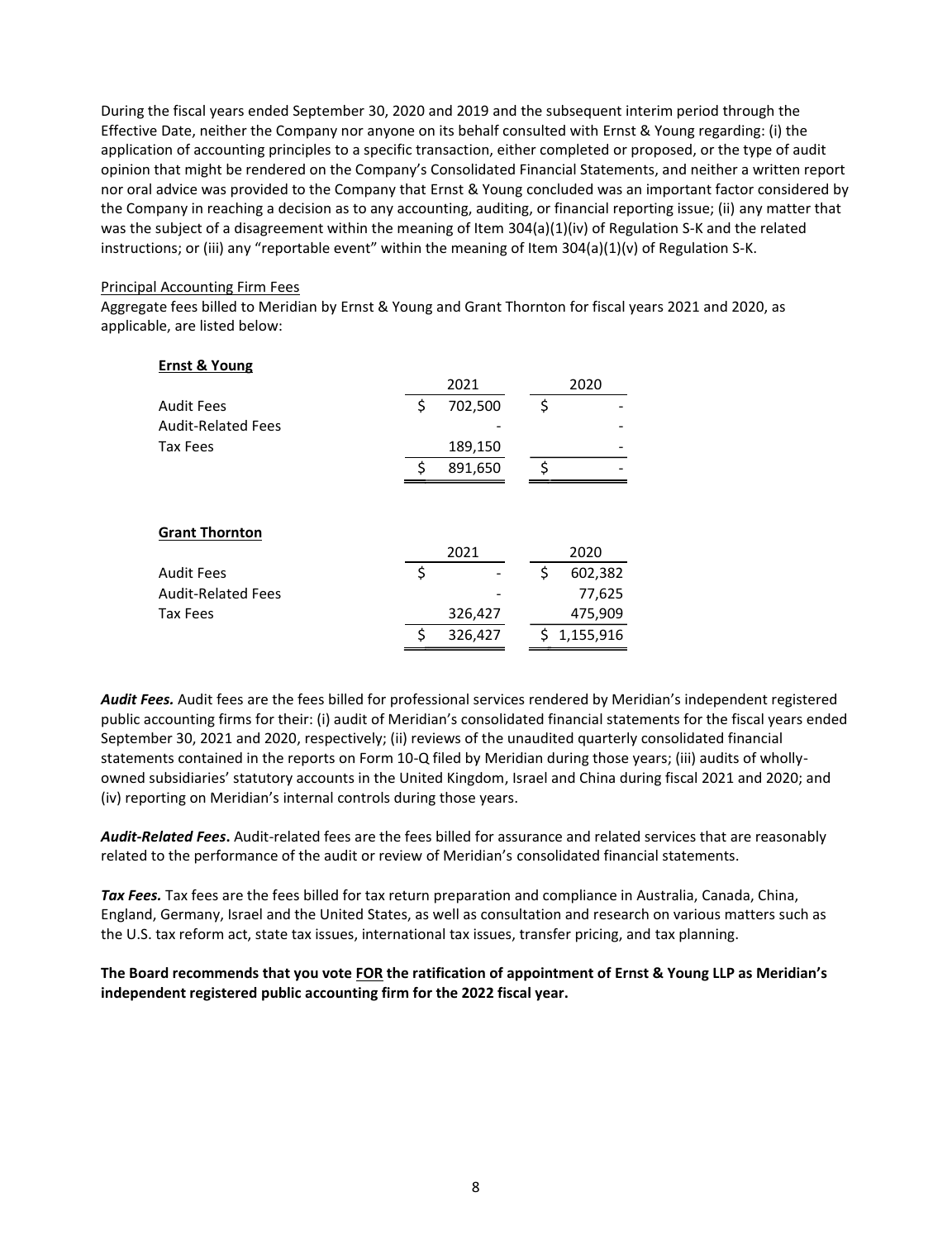During the fiscal years ended September 30, 2020 and 2019 and the subsequent interim period through the Effective Date, neither the Company nor anyone on its behalf consulted with Ernst & Young regarding: (i) the application of accounting principles to a specific transaction, either completed or proposed, or the type of audit opinion that might be rendered on the Company's Consolidated Financial Statements, and neither a written report nor oral advice was provided to the Company that Ernst & Young concluded was an important factor considered by the Company in reaching a decision as to any accounting, auditing, or financial reporting issue; (ii) any matter that was the subject of a disagreement within the meaning of Item 304(a)(1)(iv) of Regulation S-K and the related instructions; or (iii) any "reportable event" within the meaning of Item 304(a)(1)(v) of Regulation S-K.

Principal Accounting Firm Fees

Aggregate fees billed to Meridian by Ernst & Young and Grant Thornton for fiscal years 2021 and 2020, as applicable, are listed below:

**Ernst & Young**

| | 2021 | 2020 |
|---|---|---|
| Audit Fees | $ 702,500 | $ - |
| Audit-Related Fees | - | - |
| Tax Fees | 189,150 | - |
| | $ 891,650 | $ - |

**Grant Thornton**

| | 2021 | 2020 |
|---|---|---|
| Audit Fees | $ - | $ 602,382 |
| Audit-Related Fees | - | 77,625 |
| Tax Fees | 326,427 | 475,909 |
| | $ 326,427 | $ 1,155,916 |

***Audit Fees.*** Audit fees are the fees billed for professional services rendered by Meridian's independent registered public accounting firms for their: (i) audit of Meridian's consolidated financial statements for the fiscal years ended September 30, 2021 and 2020, respectively; (ii) reviews of the unaudited quarterly consolidated financial statements contained in the reports on Form 10-Q filed by Meridian during those years; (iii) audits of wholly-owned subsidiaries' statutory accounts in the United Kingdom, Israel and China during fiscal 2021 and 2020; and (iv) reporting on Meridian's internal controls during those years.

***Audit-Related Fees*.** Audit-related fees are the fees billed for assurance and related services that are reasonably related to the performance of the audit or review of Meridian's consolidated financial statements.

***Tax Fees.*** Tax fees are the fees billed for tax return preparation and compliance in Australia, Canada, China, England, Germany, Israel and the United States, as well as consultation and research on various matters such as the U.S. tax reform act, state tax issues, international tax issues, transfer pricing, and tax planning.

**The Board recommends that you vote FOR the ratification of appointment of Ernst & Young LLP as Meridian's independent registered public accounting firm for the 2022 fiscal year.**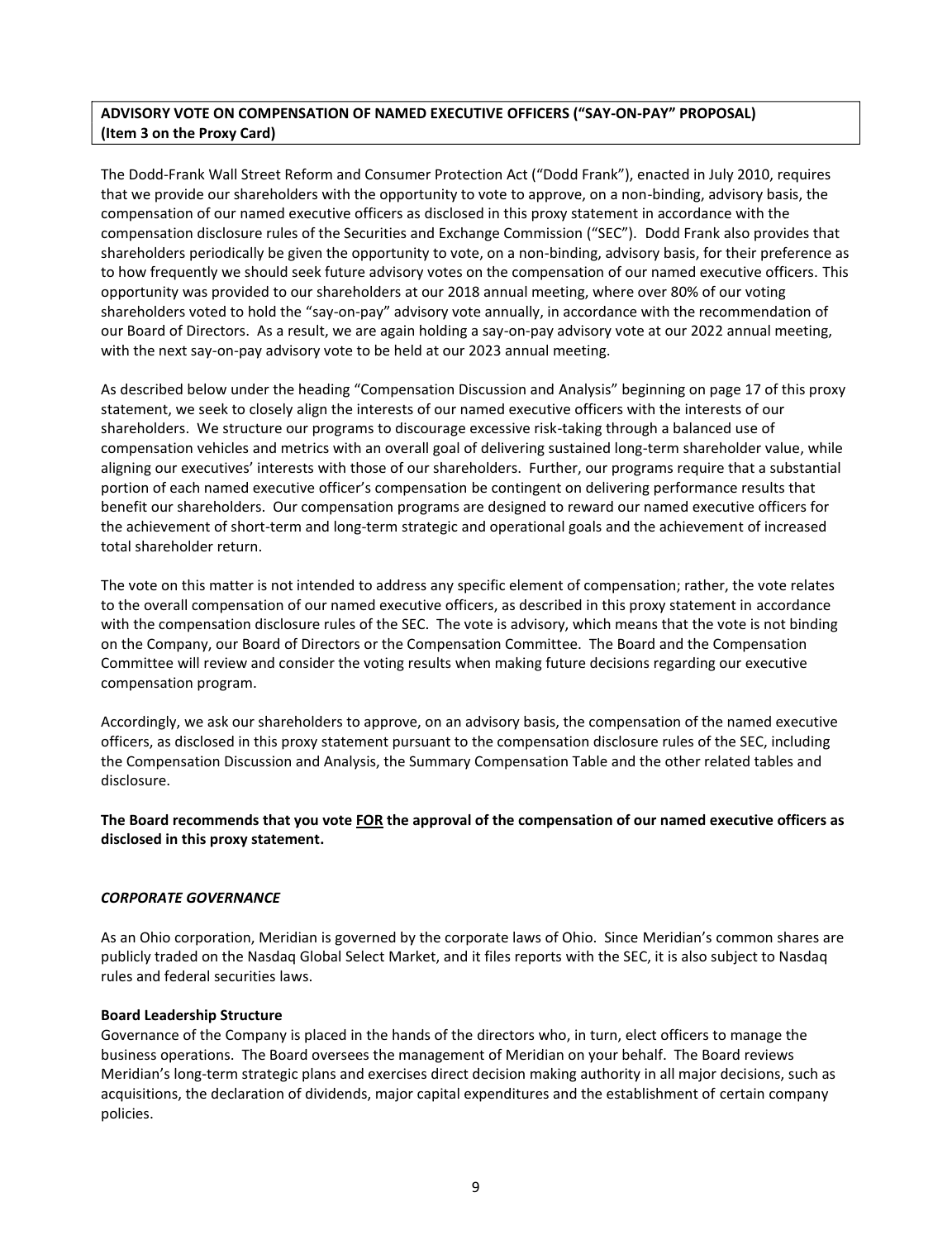**ADVISORY VOTE ON COMPENSATION OF NAMED EXECUTIVE OFFICERS ("SAY-ON-PAY" PROPOSAL)**
**(Item 3 on the Proxy Card)**

The Dodd-Frank Wall Street Reform and Consumer Protection Act ("Dodd Frank"), enacted in July 2010, requires that we provide our shareholders with the opportunity to vote to approve, on a non-binding, advisory basis, the compensation of our named executive officers as disclosed in this proxy statement in accordance with the compensation disclosure rules of the Securities and Exchange Commission ("SEC"). Dodd Frank also provides that shareholders periodically be given the opportunity to vote, on a non-binding, advisory basis, for their preference as to how frequently we should seek future advisory votes on the compensation of our named executive officers. This opportunity was provided to our shareholders at our 2018 annual meeting, where over 80% of our voting shareholders voted to hold the "say-on-pay" advisory vote annually, in accordance with the recommendation of our Board of Directors. As a result, we are again holding a say-on-pay advisory vote at our 2022 annual meeting, with the next say-on-pay advisory vote to be held at our 2023 annual meeting.

As described below under the heading "Compensation Discussion and Analysis" beginning on page 17 of this proxy statement, we seek to closely align the interests of our named executive officers with the interests of our shareholders. We structure our programs to discourage excessive risk-taking through a balanced use of compensation vehicles and metrics with an overall goal of delivering sustained long-term shareholder value, while aligning our executives' interests with those of our shareholders. Further, our programs require that a substantial portion of each named executive officer's compensation be contingent on delivering performance results that benefit our shareholders. Our compensation programs are designed to reward our named executive officers for the achievement of short-term and long-term strategic and operational goals and the achievement of increased total shareholder return.

The vote on this matter is not intended to address any specific element of compensation; rather, the vote relates to the overall compensation of our named executive officers, as described in this proxy statement in accordance with the compensation disclosure rules of the SEC. The vote is advisory, which means that the vote is not binding on the Company, our Board of Directors or the Compensation Committee. The Board and the Compensation Committee will review and consider the voting results when making future decisions regarding our executive compensation program.

Accordingly, we ask our shareholders to approve, on an advisory basis, the compensation of the named executive officers, as disclosed in this proxy statement pursuant to the compensation disclosure rules of the SEC, including the Compensation Discussion and Analysis, the Summary Compensation Table and the other related tables and disclosure.

**The Board recommends that you vote FOR the approval of the compensation of our named executive officers as disclosed in this proxy statement.**

## *CORPORATE GOVERNANCE*

As an Ohio corporation, Meridian is governed by the corporate laws of Ohio. Since Meridian's common shares are publicly traded on the Nasdaq Global Select Market, and it files reports with the SEC, it is also subject to Nasdaq rules and federal securities laws.

### Board Leadership Structure

Governance of the Company is placed in the hands of the directors who, in turn, elect officers to manage the business operations. The Board oversees the management of Meridian on your behalf. The Board reviews Meridian's long-term strategic plans and exercises direct decision making authority in all major decisions, such as acquisitions, the declaration of dividends, major capital expenditures and the establishment of certain company policies.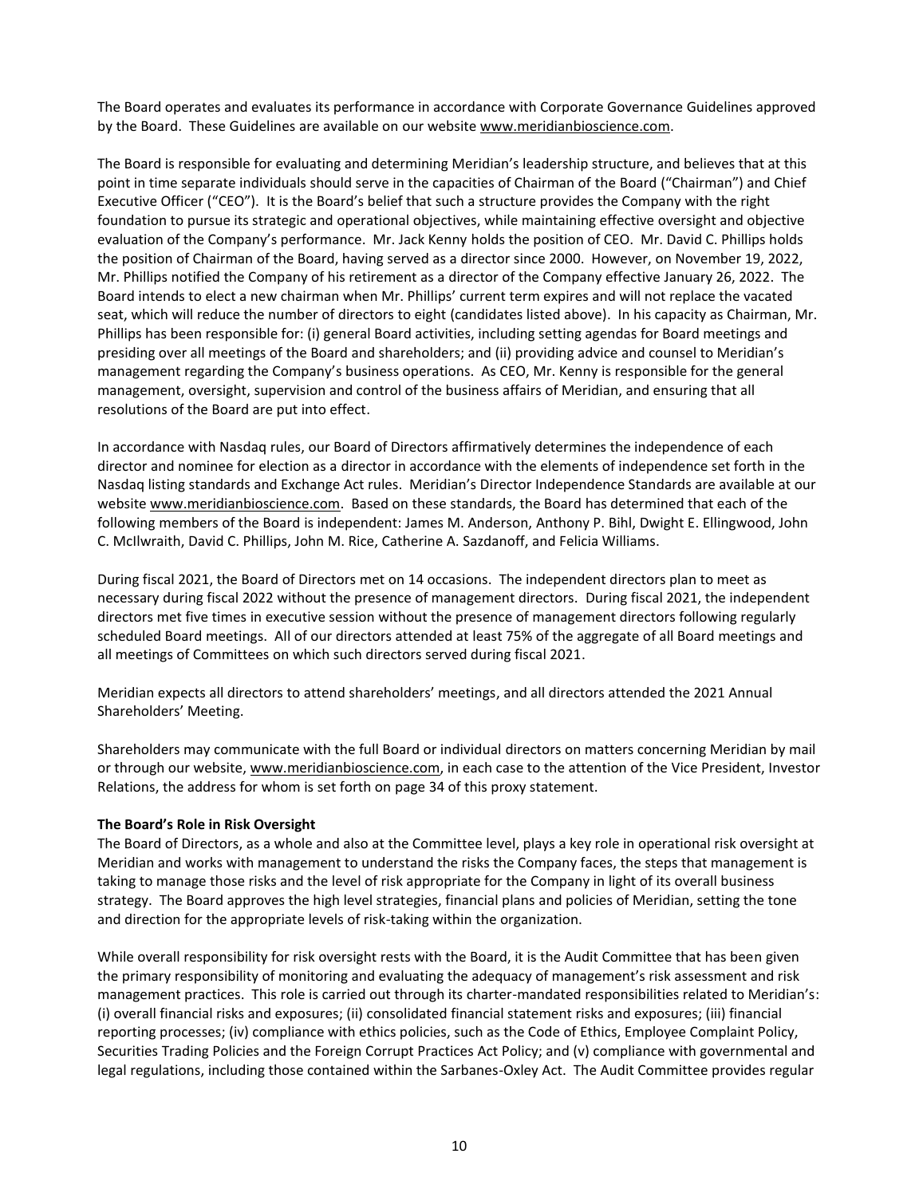The Board operates and evaluates its performance in accordance with Corporate Governance Guidelines approved by the Board. These Guidelines are available on our website www.meridianbioscience.com.

The Board is responsible for evaluating and determining Meridian's leadership structure, and believes that at this point in time separate individuals should serve in the capacities of Chairman of the Board ("Chairman") and Chief Executive Officer ("CEO"). It is the Board's belief that such a structure provides the Company with the right foundation to pursue its strategic and operational objectives, while maintaining effective oversight and objective evaluation of the Company's performance. Mr. Jack Kenny holds the position of CEO. Mr. David C. Phillips holds the position of Chairman of the Board, having served as a director since 2000. However, on November 19, 2022, Mr. Phillips notified the Company of his retirement as a director of the Company effective January 26, 2022. The Board intends to elect a new chairman when Mr. Phillips' current term expires and will not replace the vacated seat, which will reduce the number of directors to eight (candidates listed above). In his capacity as Chairman, Mr. Phillips has been responsible for: (i) general Board activities, including setting agendas for Board meetings and presiding over all meetings of the Board and shareholders; and (ii) providing advice and counsel to Meridian's management regarding the Company's business operations. As CEO, Mr. Kenny is responsible for the general management, oversight, supervision and control of the business affairs of Meridian, and ensuring that all resolutions of the Board are put into effect.

In accordance with Nasdaq rules, our Board of Directors affirmatively determines the independence of each director and nominee for election as a director in accordance with the elements of independence set forth in the Nasdaq listing standards and Exchange Act rules. Meridian's Director Independence Standards are available at our website www.meridianbioscience.com. Based on these standards, the Board has determined that each of the following members of the Board is independent: James M. Anderson, Anthony P. Bihl, Dwight E. Ellingwood, John C. McIlwraith, David C. Phillips, John M. Rice, Catherine A. Sazdanoff, and Felicia Williams.

During fiscal 2021, the Board of Directors met on 14 occasions. The independent directors plan to meet as necessary during fiscal 2022 without the presence of management directors. During fiscal 2021, the independent directors met five times in executive session without the presence of management directors following regularly scheduled Board meetings. All of our directors attended at least 75% of the aggregate of all Board meetings and all meetings of Committees on which such directors served during fiscal 2021.

Meridian expects all directors to attend shareholders' meetings, and all directors attended the 2021 Annual Shareholders' Meeting.

Shareholders may communicate with the full Board or individual directors on matters concerning Meridian by mail or through our website, www.meridianbioscience.com, in each case to the attention of the Vice President, Investor Relations, the address for whom is set forth on page 34 of this proxy statement.

**The Board's Role in Risk Oversight**

The Board of Directors, as a whole and also at the Committee level, plays a key role in operational risk oversight at Meridian and works with management to understand the risks the Company faces, the steps that management is taking to manage those risks and the level of risk appropriate for the Company in light of its overall business strategy. The Board approves the high level strategies, financial plans and policies of Meridian, setting the tone and direction for the appropriate levels of risk-taking within the organization.

While overall responsibility for risk oversight rests with the Board, it is the Audit Committee that has been given the primary responsibility of monitoring and evaluating the adequacy of management's risk assessment and risk management practices. This role is carried out through its charter-mandated responsibilities related to Meridian's: (i) overall financial risks and exposures; (ii) consolidated financial statement risks and exposures; (iii) financial reporting processes; (iv) compliance with ethics policies, such as the Code of Ethics, Employee Complaint Policy, Securities Trading Policies and the Foreign Corrupt Practices Act Policy; and (v) compliance with governmental and legal regulations, including those contained within the Sarbanes-Oxley Act. The Audit Committee provides regular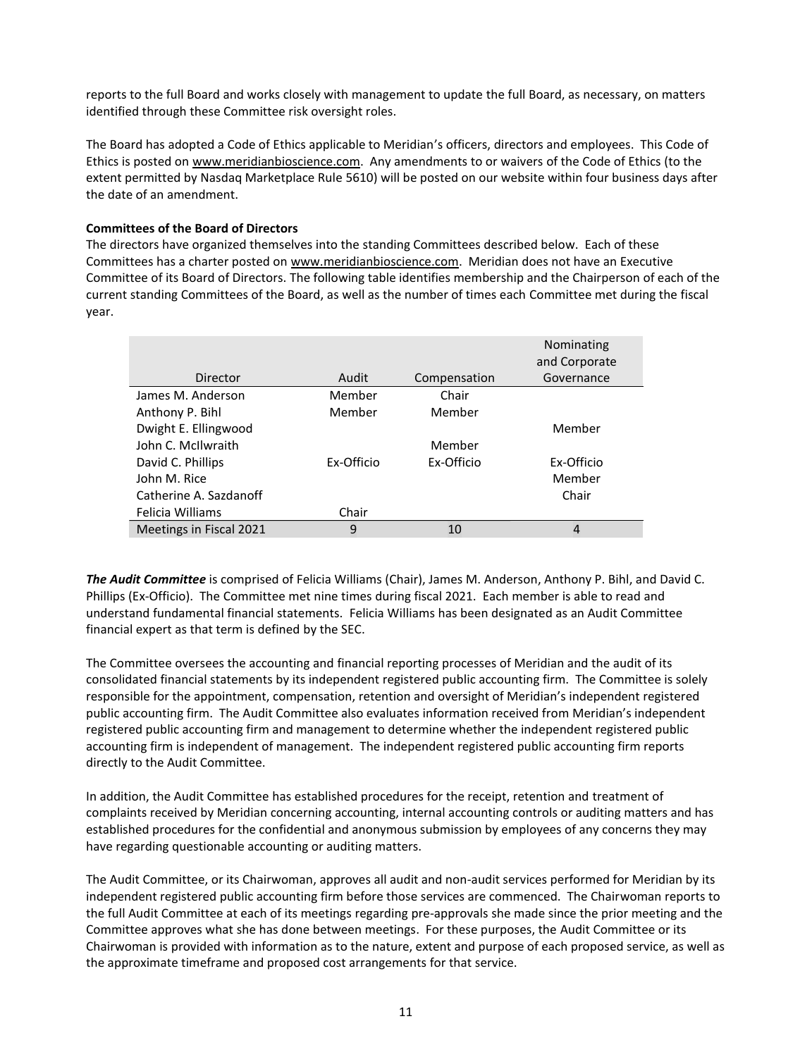reports to the full Board and works closely with management to update the full Board, as necessary, on matters identified through these Committee risk oversight roles.

The Board has adopted a Code of Ethics applicable to Meridian's officers, directors and employees. This Code of Ethics is posted on www.meridianbioscience.com. Any amendments to or waivers of the Code of Ethics (to the extent permitted by Nasdaq Marketplace Rule 5610) will be posted on our website within four business days after the date of an amendment.

**Committees of the Board of Directors**

The directors have organized themselves into the standing Committees described below. Each of these Committees has a charter posted on www.meridianbioscience.com. Meridian does not have an Executive Committee of its Board of Directors. The following table identifies membership and the Chairperson of each of the current standing Committees of the Board, as well as the number of times each Committee met during the fiscal year.

| Director | Audit | Compensation | Nominating and Corporate Governance |
|---|---|---|---|
| James M. Anderson | Member | Chair | |
| Anthony P. Bihl | Member | Member | |
| Dwight E. Ellingwood | | | Member |
| John C. McIlwraith | | Member | |
| David C. Phillips | Ex-Officio | Ex-Officio | Ex-Officio |
| John M. Rice | | | Member |
| Catherine A. Sazdanoff | | | Chair |
| Felicia Williams | Chair | | |
| Meetings in Fiscal 2021 | 9 | 10 | 4 |

***The Audit Committee*** is comprised of Felicia Williams (Chair), James M. Anderson, Anthony P. Bihl, and David C. Phillips (Ex-Officio). The Committee met nine times during fiscal 2021. Each member is able to read and understand fundamental financial statements. Felicia Williams has been designated as an Audit Committee financial expert as that term is defined by the SEC.

The Committee oversees the accounting and financial reporting processes of Meridian and the audit of its consolidated financial statements by its independent registered public accounting firm. The Committee is solely responsible for the appointment, compensation, retention and oversight of Meridian's independent registered public accounting firm. The Audit Committee also evaluates information received from Meridian's independent registered public accounting firm and management to determine whether the independent registered public accounting firm is independent of management. The independent registered public accounting firm reports directly to the Audit Committee.

In addition, the Audit Committee has established procedures for the receipt, retention and treatment of complaints received by Meridian concerning accounting, internal accounting controls or auditing matters and has established procedures for the confidential and anonymous submission by employees of any concerns they may have regarding questionable accounting or auditing matters.

The Audit Committee, or its Chairwoman, approves all audit and non-audit services performed for Meridian by its independent registered public accounting firm before those services are commenced. The Chairwoman reports to the full Audit Committee at each of its meetings regarding pre-approvals she made since the prior meeting and the Committee approves what she has done between meetings. For these purposes, the Audit Committee or its Chairwoman is provided with information as to the nature, extent and purpose of each proposed service, as well as the approximate timeframe and proposed cost arrangements for that service.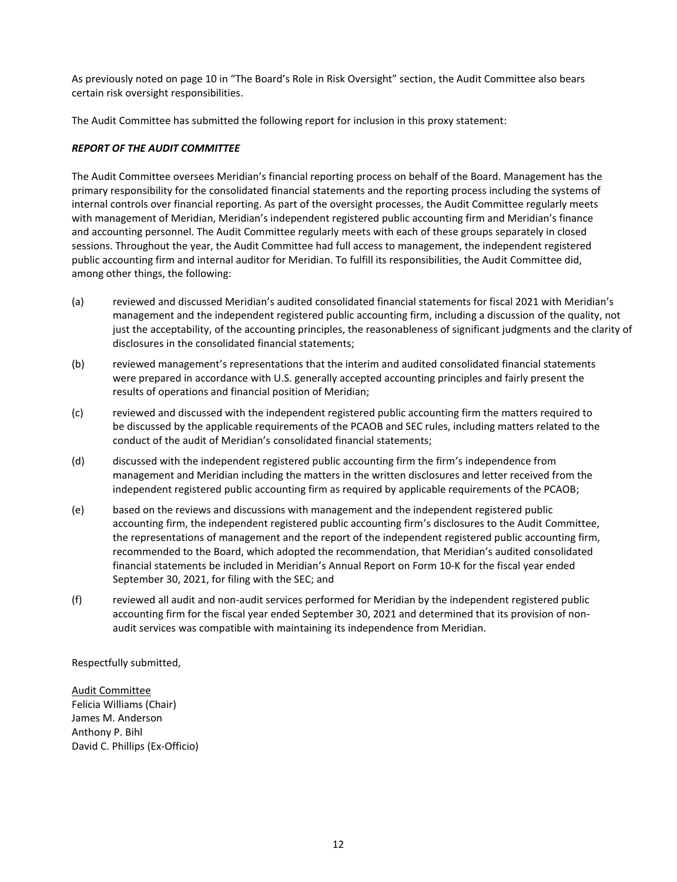As previously noted on page 10 in "The Board's Role in Risk Oversight" section, the Audit Committee also bears certain risk oversight responsibilities.

The Audit Committee has submitted the following report for inclusion in this proxy statement:

***REPORT OF THE AUDIT COMMITTEE***

The Audit Committee oversees Meridian's financial reporting process on behalf of the Board. Management has the primary responsibility for the consolidated financial statements and the reporting process including the systems of internal controls over financial reporting. As part of the oversight processes, the Audit Committee regularly meets with management of Meridian, Meridian's independent registered public accounting firm and Meridian's finance and accounting personnel. The Audit Committee regularly meets with each of these groups separately in closed sessions. Throughout the year, the Audit Committee had full access to management, the independent registered public accounting firm and internal auditor for Meridian. To fulfill its responsibilities, the Audit Committee did, among other things, the following:

(a) reviewed and discussed Meridian's audited consolidated financial statements for fiscal 2021 with Meridian's management and the independent registered public accounting firm, including a discussion of the quality, not just the acceptability, of the accounting principles, the reasonableness of significant judgments and the clarity of disclosures in the consolidated financial statements;

(b) reviewed management's representations that the interim and audited consolidated financial statements were prepared in accordance with U.S. generally accepted accounting principles and fairly present the results of operations and financial position of Meridian;

(c) reviewed and discussed with the independent registered public accounting firm the matters required to be discussed by the applicable requirements of the PCAOB and SEC rules, including matters related to the conduct of the audit of Meridian's consolidated financial statements;

(d) discussed with the independent registered public accounting firm the firm's independence from management and Meridian including the matters in the written disclosures and letter received from the independent registered public accounting firm as required by applicable requirements of the PCAOB;

(e) based on the reviews and discussions with management and the independent registered public accounting firm, the independent registered public accounting firm's disclosures to the Audit Committee, the representations of management and the report of the independent registered public accounting firm, recommended to the Board, which adopted the recommendation, that Meridian's audited consolidated financial statements be included in Meridian's Annual Report on Form 10-K for the fiscal year ended September 30, 2021, for filing with the SEC; and

(f) reviewed all audit and non-audit services performed for Meridian by the independent registered public accounting firm for the fiscal year ended September 30, 2021 and determined that its provision of non-audit services was compatible with maintaining its independence from Meridian.

Respectfully submitted,

<u>Audit Committee</u>
Felicia Williams (Chair)
James M. Anderson
Anthony P. Bihl
David C. Phillips (Ex-Officio)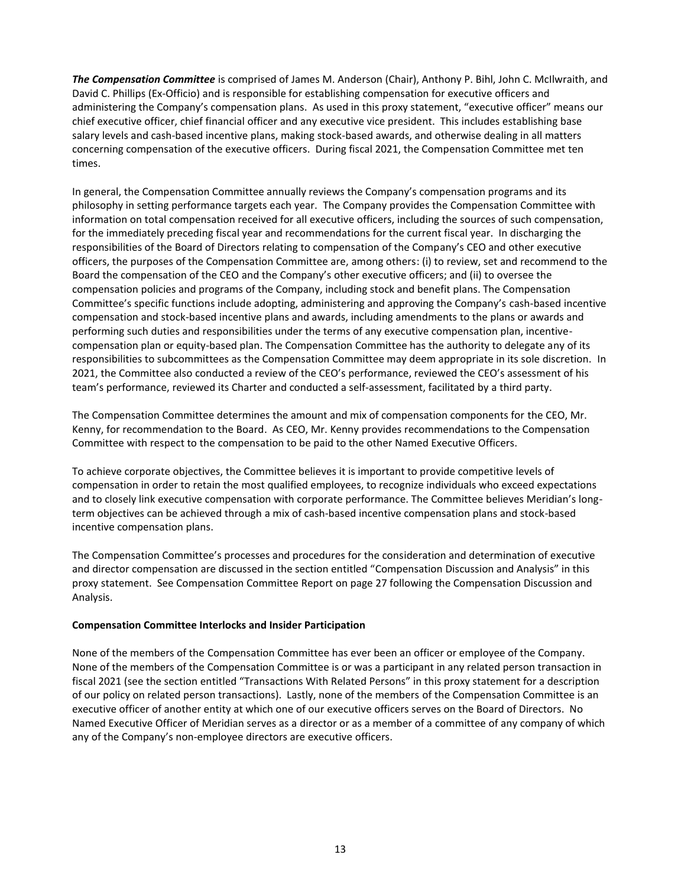***The Compensation Committee*** is comprised of James M. Anderson (Chair), Anthony P. Bihl, John C. McIlwraith, and David C. Phillips (Ex-Officio) and is responsible for establishing compensation for executive officers and administering the Company's compensation plans. As used in this proxy statement, "executive officer" means our chief executive officer, chief financial officer and any executive vice president. This includes establishing base salary levels and cash-based incentive plans, making stock-based awards, and otherwise dealing in all matters concerning compensation of the executive officers. During fiscal 2021, the Compensation Committee met ten times.

In general, the Compensation Committee annually reviews the Company's compensation programs and its philosophy in setting performance targets each year. The Company provides the Compensation Committee with information on total compensation received for all executive officers, including the sources of such compensation, for the immediately preceding fiscal year and recommendations for the current fiscal year. In discharging the responsibilities of the Board of Directors relating to compensation of the Company's CEO and other executive officers, the purposes of the Compensation Committee are, among others: (i) to review, set and recommend to the Board the compensation of the CEO and the Company's other executive officers; and (ii) to oversee the compensation policies and programs of the Company, including stock and benefit plans. The Compensation Committee's specific functions include adopting, administering and approving the Company's cash-based incentive compensation and stock-based incentive plans and awards, including amendments to the plans or awards and performing such duties and responsibilities under the terms of any executive compensation plan, incentive-compensation plan or equity-based plan. The Compensation Committee has the authority to delegate any of its responsibilities to subcommittees as the Compensation Committee may deem appropriate in its sole discretion. In 2021, the Committee also conducted a review of the CEO's performance, reviewed the CEO's assessment of his team's performance, reviewed its Charter and conducted a self-assessment, facilitated by a third party.

The Compensation Committee determines the amount and mix of compensation components for the CEO, Mr. Kenny, for recommendation to the Board. As CEO, Mr. Kenny provides recommendations to the Compensation Committee with respect to the compensation to be paid to the other Named Executive Officers.

To achieve corporate objectives, the Committee believes it is important to provide competitive levels of compensation in order to retain the most qualified employees, to recognize individuals who exceed expectations and to closely link executive compensation with corporate performance. The Committee believes Meridian's long-term objectives can be achieved through a mix of cash-based incentive compensation plans and stock-based incentive compensation plans.

The Compensation Committee's processes and procedures for the consideration and determination of executive and director compensation are discussed in the section entitled "Compensation Discussion and Analysis" in this proxy statement. See Compensation Committee Report on page 27 following the Compensation Discussion and Analysis.

**Compensation Committee Interlocks and Insider Participation**

None of the members of the Compensation Committee has ever been an officer or employee of the Company. None of the members of the Compensation Committee is or was a participant in any related person transaction in fiscal 2021 (see the section entitled "Transactions With Related Persons" in this proxy statement for a description of our policy on related person transactions). Lastly, none of the members of the Compensation Committee is an executive officer of another entity at which one of our executive officers serves on the Board of Directors. No Named Executive Officer of Meridian serves as a director or as a member of a committee of any company of which any of the Company's non-employee directors are executive officers.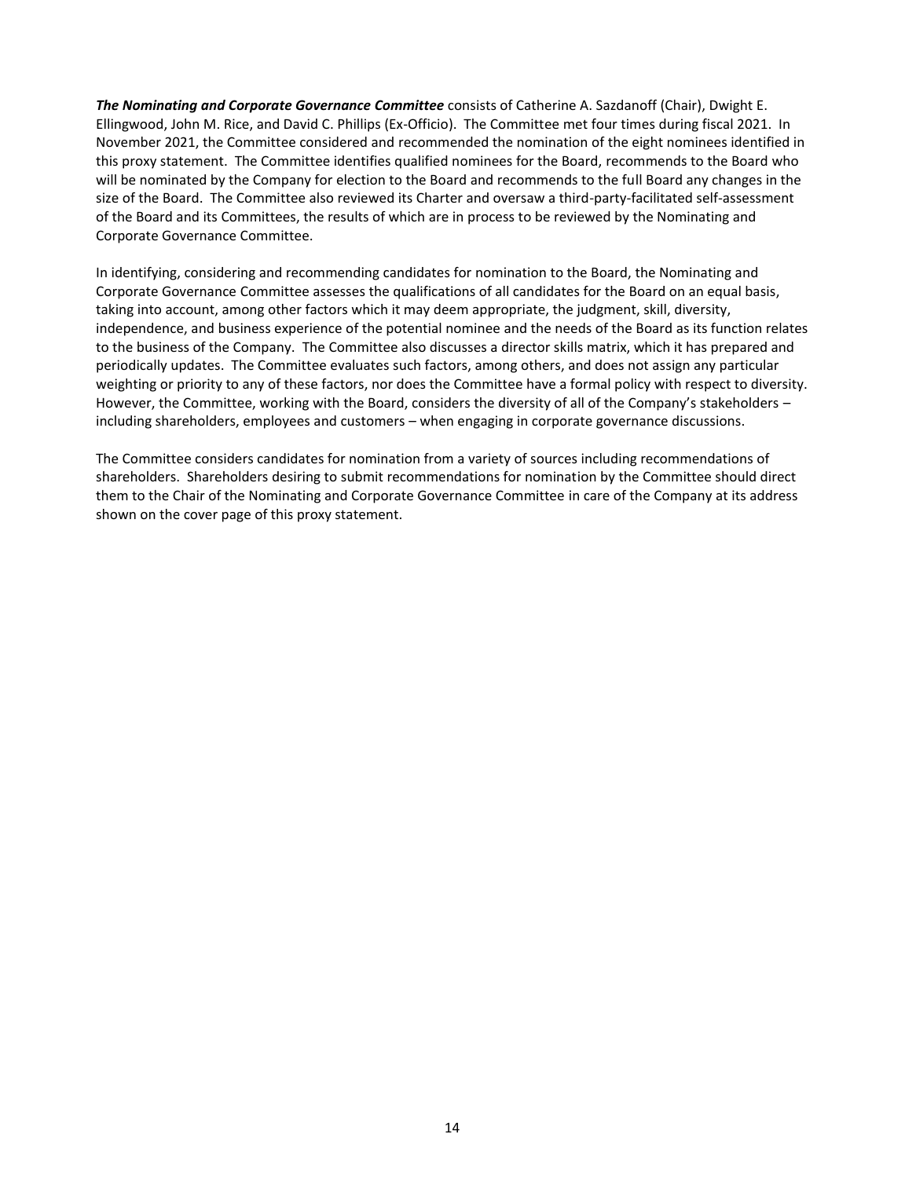***The Nominating and Corporate Governance Committee*** consists of Catherine A. Sazdanoff (Chair), Dwight E. Ellingwood, John M. Rice, and David C. Phillips (Ex-Officio). The Committee met four times during fiscal 2021. In November 2021, the Committee considered and recommended the nomination of the eight nominees identified in this proxy statement. The Committee identifies qualified nominees for the Board, recommends to the Board who will be nominated by the Company for election to the Board and recommends to the full Board any changes in the size of the Board. The Committee also reviewed its Charter and oversaw a third-party-facilitated self-assessment of the Board and its Committees, the results of which are in process to be reviewed by the Nominating and Corporate Governance Committee.

In identifying, considering and recommending candidates for nomination to the Board, the Nominating and Corporate Governance Committee assesses the qualifications of all candidates for the Board on an equal basis, taking into account, among other factors which it may deem appropriate, the judgment, skill, diversity, independence, and business experience of the potential nominee and the needs of the Board as its function relates to the business of the Company. The Committee also discusses a director skills matrix, which it has prepared and periodically updates. The Committee evaluates such factors, among others, and does not assign any particular weighting or priority to any of these factors, nor does the Committee have a formal policy with respect to diversity. However, the Committee, working with the Board, considers the diversity of all of the Company's stakeholders – including shareholders, employees and customers – when engaging in corporate governance discussions.

The Committee considers candidates for nomination from a variety of sources including recommendations of shareholders. Shareholders desiring to submit recommendations for nomination by the Committee should direct them to the Chair of the Nominating and Corporate Governance Committee in care of the Company at its address shown on the cover page of this proxy statement.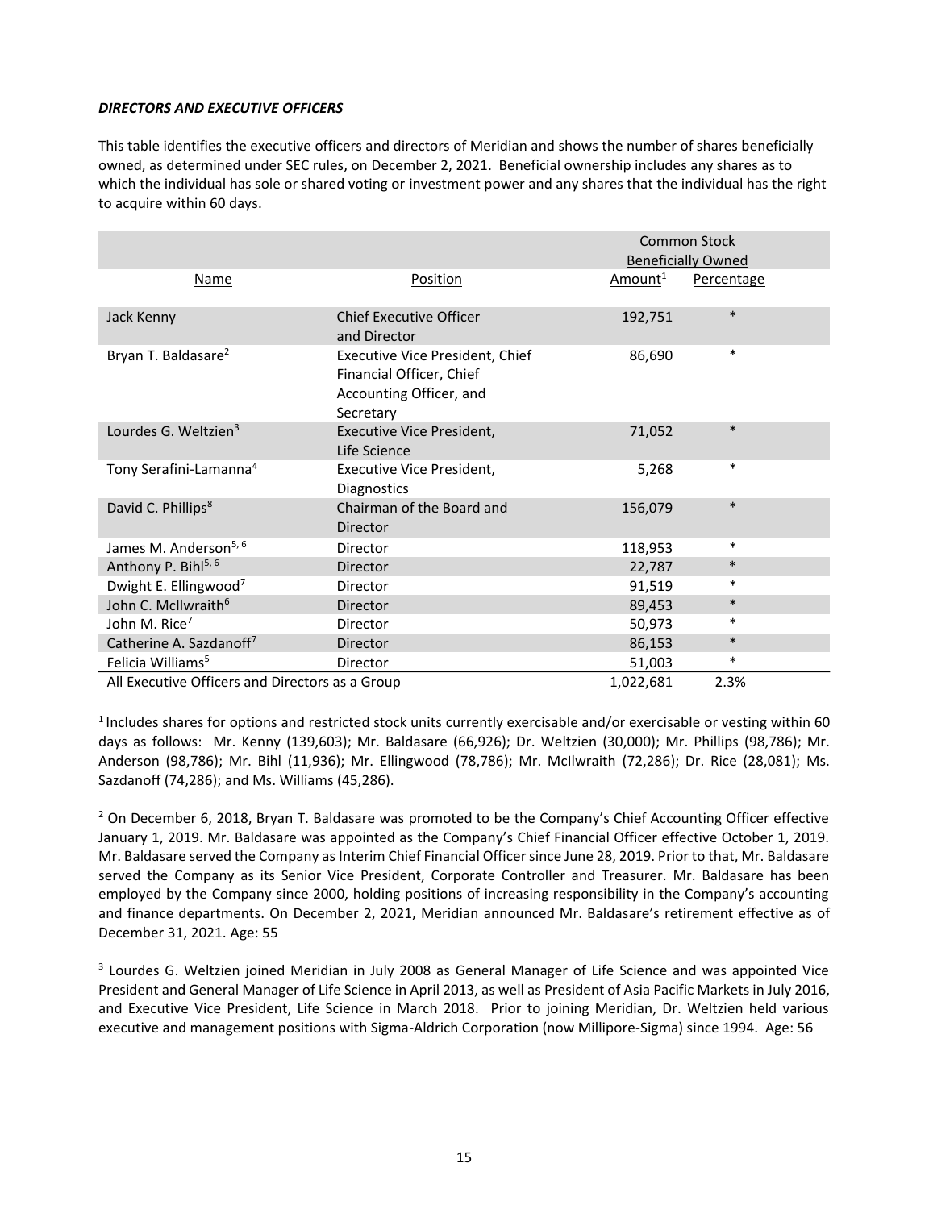***DIRECTORS AND EXECUTIVE OFFICERS***

This table identifies the executive officers and directors of Meridian and shows the number of shares beneficially owned, as determined under SEC rules, on December 2, 2021. Beneficial ownership includes any shares as to which the individual has sole or shared voting or investment power and any shares that the individual has the right to acquire within 60 days.

| | | Common Stock Beneficially Owned | |
|---|---|---|---|
| Name | Position | Amount[1] | Percentage |
| Jack Kenny | Chief Executive Officer and Director | 192,751 | * |
| Bryan T. Baldasare[2] | Executive Vice President, Chief Financial Officer, Chief Accounting Officer, and Secretary | 86,690 | * |
| Lourdes G. Weltzien[3] | Executive Vice President, Life Science | 71,052 | * |
| Tony Serafini-Lamanna[4] | Executive Vice President, Diagnostics | 5,268 | * |
| David C. Phillips[8] | Chairman of the Board and Director | 156,079 | * |
| James M. Anderson[5, 6] | Director | 118,953 | * |
| Anthony P. Bihl[5, 6] | Director | 22,787 | * |
| Dwight E. Ellingwood[7] | Director | 91,519 | * |
| John C. McIlwraith[6] | Director | 89,453 | * |
| John M. Rice[7] | Director | 50,973 | * |
| Catherine A. Sazdanoff[7] | Director | 86,153 | * |
| Felicia Williams[5] | Director | 51,003 | * |
| All Executive Officers and Directors as a Group | | 1,022,681 | 2.3% |

[1] Includes shares for options and restricted stock units currently exercisable and/or exercisable or vesting within 60 days as follows: Mr. Kenny (139,603); Mr. Baldasare (66,926); Dr. Weltzien (30,000); Mr. Phillips (98,786); Mr. Anderson (98,786); Mr. Bihl (11,936); Mr. Ellingwood (78,786); Mr. McIlwraith (72,286); Dr. Rice (28,081); Ms. Sazdanoff (74,286); and Ms. Williams (45,286).

[2] On December 6, 2018, Bryan T. Baldasare was promoted to be the Company's Chief Accounting Officer effective January 1, 2019. Mr. Baldasare was appointed as the Company's Chief Financial Officer effective October 1, 2019. Mr. Baldasare served the Company as Interim Chief Financial Officer since June 28, 2019. Prior to that, Mr. Baldasare served the Company as its Senior Vice President, Corporate Controller and Treasurer. Mr. Baldasare has been employed by the Company since 2000, holding positions of increasing responsibility in the Company's accounting and finance departments. On December 2, 2021, Meridian announced Mr. Baldasare's retirement effective as of December 31, 2021. Age: 55

[3] Lourdes G. Weltzien joined Meridian in July 2008 as General Manager of Life Science and was appointed Vice President and General Manager of Life Science in April 2013, as well as President of Asia Pacific Markets in July 2016, and Executive Vice President, Life Science in March 2018. Prior to joining Meridian, Dr. Weltzien held various executive and management positions with Sigma-Aldrich Corporation (now Millipore-Sigma) since 1994. Age: 56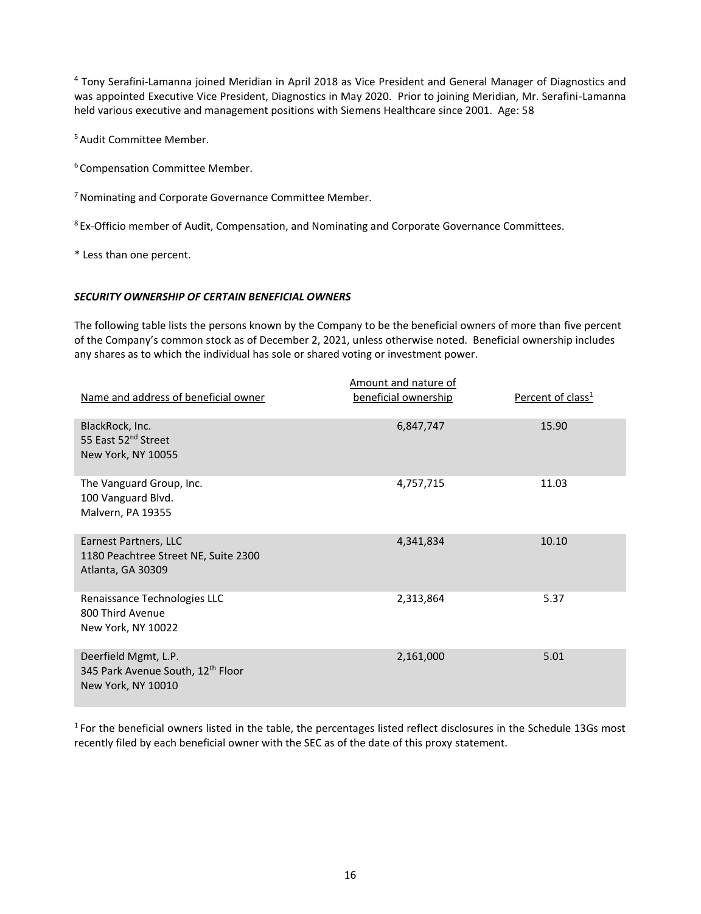[4] Tony Serafini-Lamanna joined Meridian in April 2018 as Vice President and General Manager of Diagnostics and was appointed Executive Vice President, Diagnostics in May 2020. Prior to joining Meridian, Mr. Serafini-Lamanna held various executive and management positions with Siemens Healthcare since 2001. Age: 58

[5] Audit Committee Member.

[6] Compensation Committee Member.

[7] Nominating and Corporate Governance Committee Member.

[8] Ex-Officio member of Audit, Compensation, and Nominating and Corporate Governance Committees.

* Less than one percent.

***SECURITY OWNERSHIP OF CERTAIN BENEFICIAL OWNERS***

The following table lists the persons known by the Company to be the beneficial owners of more than five percent of the Company's common stock as of December 2, 2021, unless otherwise noted. Beneficial ownership includes any shares as to which the individual has sole or shared voting or investment power.

| Name and address of beneficial owner | Amount and nature of beneficial ownership | Percent of class[1] |
|---|---|---|
| BlackRock, Inc.<br>55 East 52nd Street<br>New York, NY 10055 | 6,847,747 | 15.90 |
| The Vanguard Group, Inc.<br>100 Vanguard Blvd.<br>Malvern, PA 19355 | 4,757,715 | 11.03 |
| Earnest Partners, LLC<br>1180 Peachtree Street NE, Suite 2300<br>Atlanta, GA 30309 | 4,341,834 | 10.10 |
| Renaissance Technologies LLC<br>800 Third Avenue<br>New York, NY 10022 | 2,313,864 | 5.37 |
| Deerfield Mgmt, L.P.<br>345 Park Avenue South, 12th Floor<br>New York, NY 10010 | 2,161,000 | 5.01 |

[1] For the beneficial owners listed in the table, the percentages listed reflect disclosures in the Schedule 13Gs most recently filed by each beneficial owner with the SEC as of the date of this proxy statement.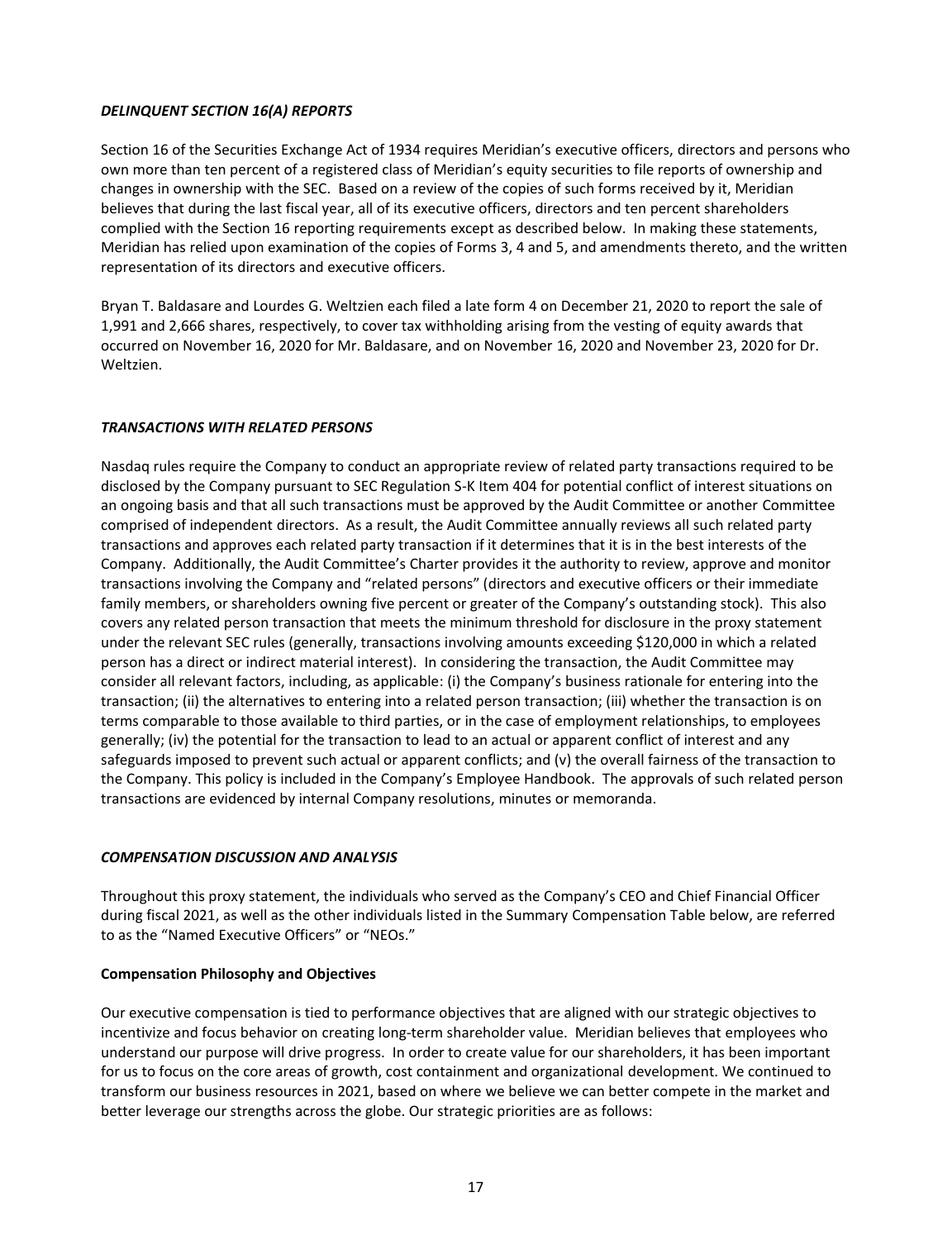### *DELINQUENT SECTION 16(A) REPORTS*

Section 16 of the Securities Exchange Act of 1934 requires Meridian's executive officers, directors and persons who own more than ten percent of a registered class of Meridian's equity securities to file reports of ownership and changes in ownership with the SEC. Based on a review of the copies of such forms received by it, Meridian believes that during the last fiscal year, all of its executive officers, directors and ten percent shareholders complied with the Section 16 reporting requirements except as described below. In making these statements, Meridian has relied upon examination of the copies of Forms 3, 4 and 5, and amendments thereto, and the written representation of its directors and executive officers.

Bryan T. Baldasare and Lourdes G. Weltzien each filed a late form 4 on December 21, 2020 to report the sale of 1,991 and 2,666 shares, respectively, to cover tax withholding arising from the vesting of equity awards that occurred on November 16, 2020 for Mr. Baldasare, and on November 16, 2020 and November 23, 2020 for Dr. Weltzien.

### *TRANSACTIONS WITH RELATED PERSONS*

Nasdaq rules require the Company to conduct an appropriate review of related party transactions required to be disclosed by the Company pursuant to SEC Regulation S-K Item 404 for potential conflict of interest situations on an ongoing basis and that all such transactions must be approved by the Audit Committee or another Committee comprised of independent directors. As a result, the Audit Committee annually reviews all such related party transactions and approves each related party transaction if it determines that it is in the best interests of the Company. Additionally, the Audit Committee's Charter provides it the authority to review, approve and monitor transactions involving the Company and "related persons" (directors and executive officers or their immediate family members, or shareholders owning five percent or greater of the Company's outstanding stock). This also covers any related person transaction that meets the minimum threshold for disclosure in the proxy statement under the relevant SEC rules (generally, transactions involving amounts exceeding $120,000 in which a related person has a direct or indirect material interest). In considering the transaction, the Audit Committee may consider all relevant factors, including, as applicable: (i) the Company's business rationale for entering into the transaction; (ii) the alternatives to entering into a related person transaction; (iii) whether the transaction is on terms comparable to those available to third parties, or in the case of employment relationships, to employees generally; (iv) the potential for the transaction to lead to an actual or apparent conflict of interest and any safeguards imposed to prevent such actual or apparent conflicts; and (v) the overall fairness of the transaction to the Company. This policy is included in the Company's Employee Handbook. The approvals of such related person transactions are evidenced by internal Company resolutions, minutes or memoranda.

### *COMPENSATION DISCUSSION AND ANALYSIS*

Throughout this proxy statement, the individuals who served as the Company's CEO and Chief Financial Officer during fiscal 2021, as well as the other individuals listed in the Summary Compensation Table below, are referred to as the "Named Executive Officers" or "NEOs."

#### Compensation Philosophy and Objectives

Our executive compensation is tied to performance objectives that are aligned with our strategic objectives to incentivize and focus behavior on creating long-term shareholder value. Meridian believes that employees who understand our purpose will drive progress. In order to create value for our shareholders, it has been important for us to focus on the core areas of growth, cost containment and organizational development. We continued to transform our business resources in 2021, based on where we believe we can better compete in the market and better leverage our strengths across the globe. Our strategic priorities are as follows: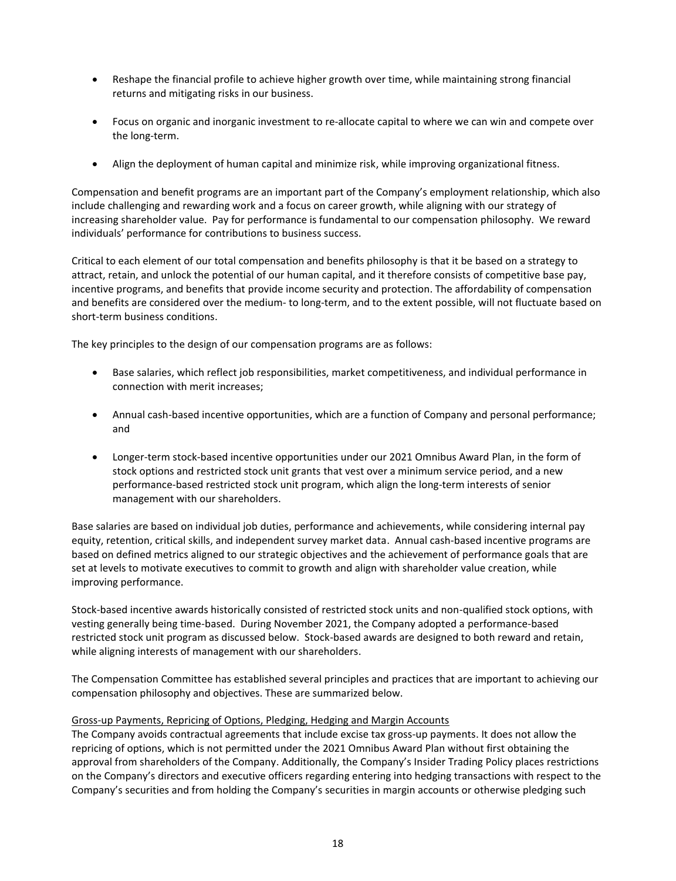- Reshape the financial profile to achieve higher growth over time, while maintaining strong financial returns and mitigating risks in our business.
- Focus on organic and inorganic investment to re-allocate capital to where we can win and compete over the long-term.
- Align the deployment of human capital and minimize risk, while improving organizational fitness.

Compensation and benefit programs are an important part of the Company's employment relationship, which also include challenging and rewarding work and a focus on career growth, while aligning with our strategy of increasing shareholder value. Pay for performance is fundamental to our compensation philosophy. We reward individuals' performance for contributions to business success.

Critical to each element of our total compensation and benefits philosophy is that it be based on a strategy to attract, retain, and unlock the potential of our human capital, and it therefore consists of competitive base pay, incentive programs, and benefits that provide income security and protection. The affordability of compensation and benefits are considered over the medium- to long-term, and to the extent possible, will not fluctuate based on short-term business conditions.

The key principles to the design of our compensation programs are as follows:

- Base salaries, which reflect job responsibilities, market competitiveness, and individual performance in connection with merit increases;
- Annual cash-based incentive opportunities, which are a function of Company and personal performance; and
- Longer-term stock-based incentive opportunities under our 2021 Omnibus Award Plan, in the form of stock options and restricted stock unit grants that vest over a minimum service period, and a new performance-based restricted stock unit program, which align the long-term interests of senior management with our shareholders.

Base salaries are based on individual job duties, performance and achievements, while considering internal pay equity, retention, critical skills, and independent survey market data. Annual cash-based incentive programs are based on defined metrics aligned to our strategic objectives and the achievement of performance goals that are set at levels to motivate executives to commit to growth and align with shareholder value creation, while improving performance.

Stock-based incentive awards historically consisted of restricted stock units and non-qualified stock options, with vesting generally being time-based. During November 2021, the Company adopted a performance-based restricted stock unit program as discussed below. Stock-based awards are designed to both reward and retain, while aligning interests of management with our shareholders.

The Compensation Committee has established several principles and practices that are important to achieving our compensation philosophy and objectives. These are summarized below.

Gross-up Payments, Repricing of Options, Pledging, Hedging and Margin Accounts

The Company avoids contractual agreements that include excise tax gross-up payments. It does not allow the repricing of options, which is not permitted under the 2021 Omnibus Award Plan without first obtaining the approval from shareholders of the Company. Additionally, the Company's Insider Trading Policy places restrictions on the Company's directors and executive officers regarding entering into hedging transactions with respect to the Company's securities and from holding the Company's securities in margin accounts or otherwise pledging such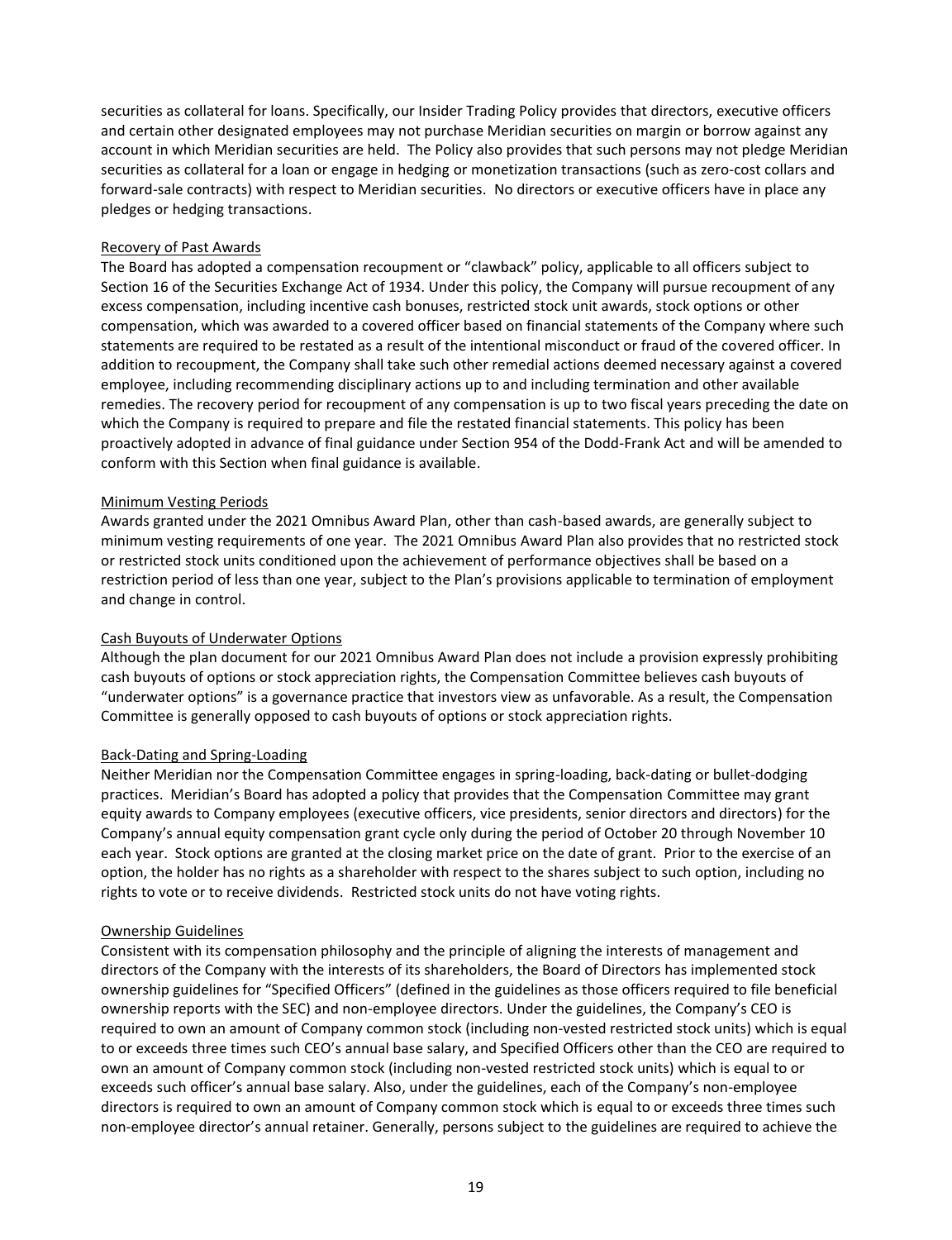securities as collateral for loans. Specifically, our Insider Trading Policy provides that directors, executive officers and certain other designated employees may not purchase Meridian securities on margin or borrow against any account in which Meridian securities are held. The Policy also provides that such persons may not pledge Meridian securities as collateral for a loan or engage in hedging or monetization transactions (such as zero-cost collars and forward-sale contracts) with respect to Meridian securities. No directors or executive officers have in place any pledges or hedging transactions.

Recovery of Past Awards

The Board has adopted a compensation recoupment or "clawback" policy, applicable to all officers subject to Section 16 of the Securities Exchange Act of 1934. Under this policy, the Company will pursue recoupment of any excess compensation, including incentive cash bonuses, restricted stock unit awards, stock options or other compensation, which was awarded to a covered officer based on financial statements of the Company where such statements are required to be restated as a result of the intentional misconduct or fraud of the covered officer. In addition to recoupment, the Company shall take such other remedial actions deemed necessary against a covered employee, including recommending disciplinary actions up to and including termination and other available remedies. The recovery period for recoupment of any compensation is up to two fiscal years preceding the date on which the Company is required to prepare and file the restated financial statements. This policy has been proactively adopted in advance of final guidance under Section 954 of the Dodd-Frank Act and will be amended to conform with this Section when final guidance is available.

Minimum Vesting Periods

Awards granted under the 2021 Omnibus Award Plan, other than cash-based awards, are generally subject to minimum vesting requirements of one year. The 2021 Omnibus Award Plan also provides that no restricted stock or restricted stock units conditioned upon the achievement of performance objectives shall be based on a restriction period of less than one year, subject to the Plan's provisions applicable to termination of employment and change in control.

Cash Buyouts of Underwater Options

Although the plan document for our 2021 Omnibus Award Plan does not include a provision expressly prohibiting cash buyouts of options or stock appreciation rights, the Compensation Committee believes cash buyouts of "underwater options" is a governance practice that investors view as unfavorable. As a result, the Compensation Committee is generally opposed to cash buyouts of options or stock appreciation rights.

Back-Dating and Spring-Loading

Neither Meridian nor the Compensation Committee engages in spring-loading, back-dating or bullet-dodging practices. Meridian's Board has adopted a policy that provides that the Compensation Committee may grant equity awards to Company employees (executive officers, vice presidents, senior directors and directors) for the Company's annual equity compensation grant cycle only during the period of October 20 through November 10 each year. Stock options are granted at the closing market price on the date of grant. Prior to the exercise of an option, the holder has no rights as a shareholder with respect to the shares subject to such option, including no rights to vote or to receive dividends. Restricted stock units do not have voting rights.

Ownership Guidelines

Consistent with its compensation philosophy and the principle of aligning the interests of management and directors of the Company with the interests of its shareholders, the Board of Directors has implemented stock ownership guidelines for "Specified Officers" (defined in the guidelines as those officers required to file beneficial ownership reports with the SEC) and non-employee directors. Under the guidelines, the Company's CEO is required to own an amount of Company common stock (including non-vested restricted stock units) which is equal to or exceeds three times such CEO's annual base salary, and Specified Officers other than the CEO are required to own an amount of Company common stock (including non-vested restricted stock units) which is equal to or exceeds such officer's annual base salary. Also, under the guidelines, each of the Company's non-employee directors is required to own an amount of Company common stock which is equal to or exceeds three times such non-employee director's annual retainer. Generally, persons subject to the guidelines are required to achieve the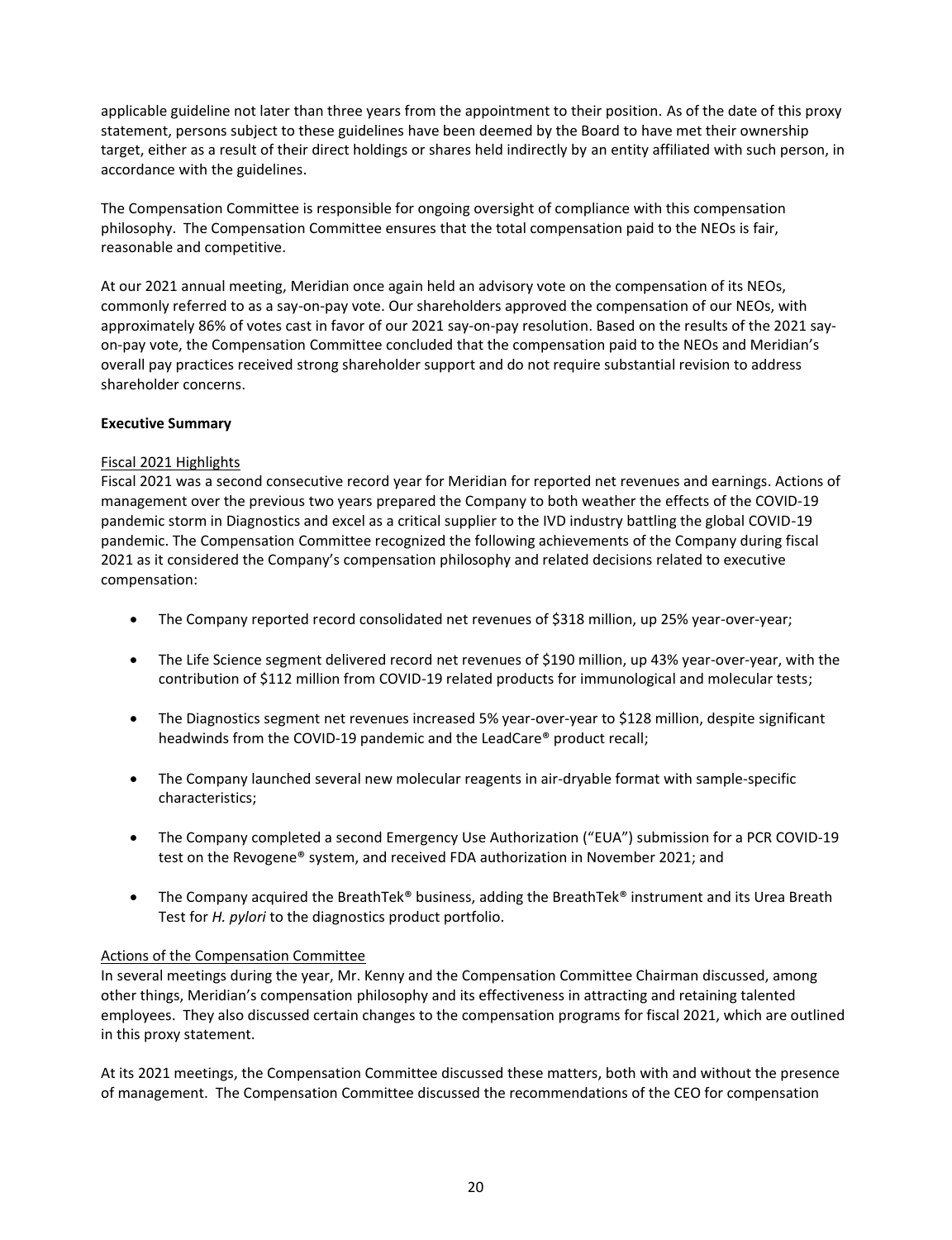applicable guideline not later than three years from the appointment to their position. As of the date of this proxy statement, persons subject to these guidelines have been deemed by the Board to have met their ownership target, either as a result of their direct holdings or shares held indirectly by an entity affiliated with such person, in accordance with the guidelines.

The Compensation Committee is responsible for ongoing oversight of compliance with this compensation philosophy. The Compensation Committee ensures that the total compensation paid to the NEOs is fair, reasonable and competitive.

At our 2021 annual meeting, Meridian once again held an advisory vote on the compensation of its NEOs, commonly referred to as a say-on-pay vote. Our shareholders approved the compensation of our NEOs, with approximately 86% of votes cast in favor of our 2021 say-on-pay resolution. Based on the results of the 2021 say-on-pay vote, the Compensation Committee concluded that the compensation paid to the NEOs and Meridian's overall pay practices received strong shareholder support and do not require substantial revision to address shareholder concerns.

**Executive Summary**

Fiscal 2021 Highlights

Fiscal 2021 was a second consecutive record year for Meridian for reported net revenues and earnings. Actions of management over the previous two years prepared the Company to both weather the effects of the COVID-19 pandemic storm in Diagnostics and excel as a critical supplier to the IVD industry battling the global COVID-19 pandemic. The Compensation Committee recognized the following achievements of the Company during fiscal 2021 as it considered the Company's compensation philosophy and related decisions related to executive compensation:

- The Company reported record consolidated net revenues of $318 million, up 25% year-over-year;
- The Life Science segment delivered record net revenues of $190 million, up 43% year-over-year, with the contribution of $112 million from COVID-19 related products for immunological and molecular tests;
- The Diagnostics segment net revenues increased 5% year-over-year to $128 million, despite significant headwinds from the COVID-19 pandemic and the LeadCare® product recall;
- The Company launched several new molecular reagents in air-dryable format with sample-specific characteristics;
- The Company completed a second Emergency Use Authorization ("EUA") submission for a PCR COVID-19 test on the Revogene® system, and received FDA authorization in November 2021; and
- The Company acquired the BreathTek® business, adding the BreathTek® instrument and its Urea Breath Test for *H. pylori* to the diagnostics product portfolio.

Actions of the Compensation Committee

In several meetings during the year, Mr. Kenny and the Compensation Committee Chairman discussed, among other things, Meridian's compensation philosophy and its effectiveness in attracting and retaining talented employees. They also discussed certain changes to the compensation programs for fiscal 2021, which are outlined in this proxy statement.

At its 2021 meetings, the Compensation Committee discussed these matters, both with and without the presence of management. The Compensation Committee discussed the recommendations of the CEO for compensation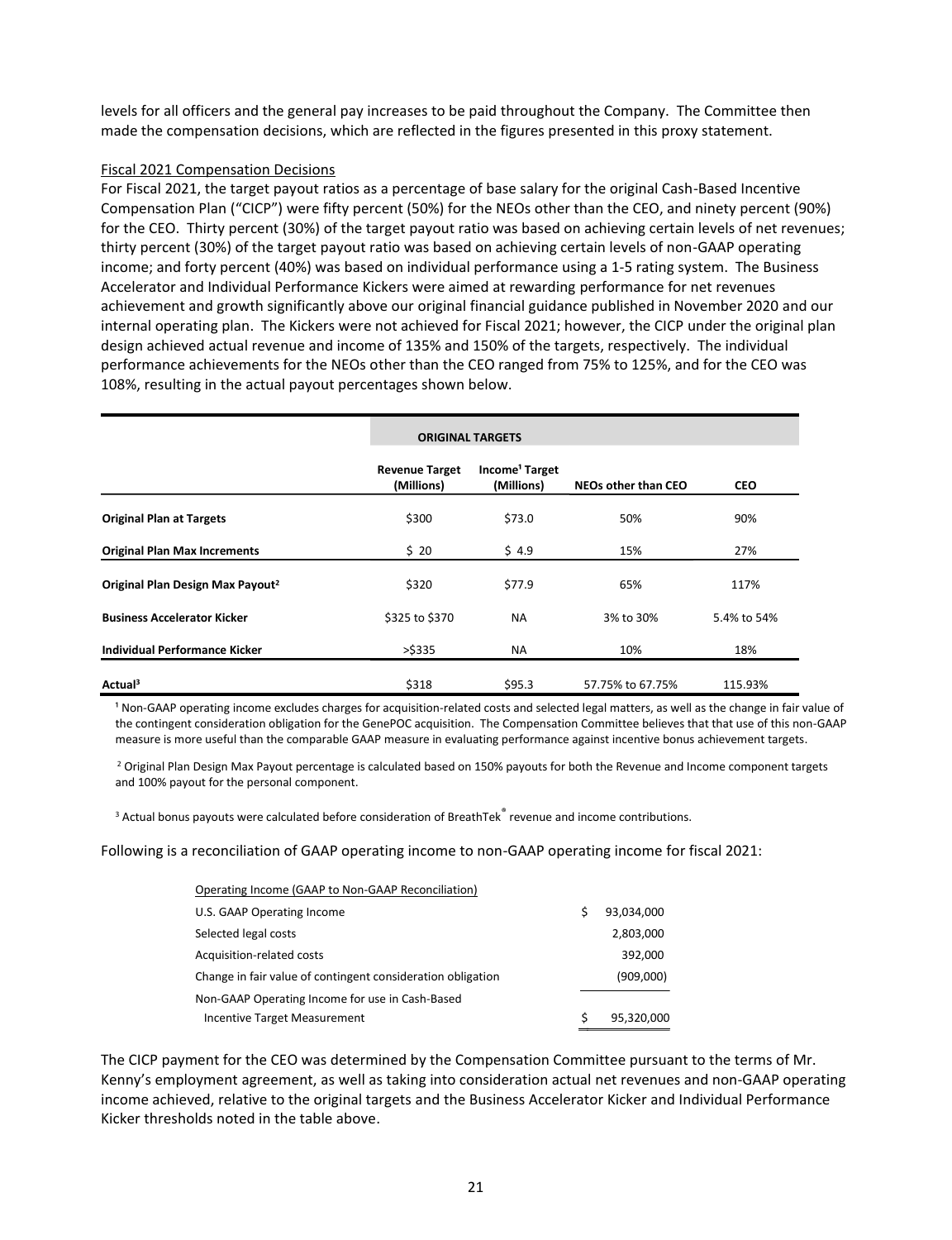levels for all officers and the general pay increases to be paid throughout the Company. The Committee then made the compensation decisions, which are reflected in the figures presented in this proxy statement.

Fiscal 2021 Compensation Decisions

For Fiscal 2021, the target payout ratios as a percentage of base salary for the original Cash-Based Incentive Compensation Plan ("CICP") were fifty percent (50%) for the NEOs other than the CEO, and ninety percent (90%) for the CEO. Thirty percent (30%) of the target payout ratio was based on achieving certain levels of net revenues; thirty percent (30%) of the target payout ratio was based on achieving certain levels of non-GAAP operating income; and forty percent (40%) was based on individual performance using a 1-5 rating system. The Business Accelerator and Individual Performance Kickers were aimed at rewarding performance for net revenues achievement and growth significantly above our original financial guidance published in November 2020 and our internal operating plan. The Kickers were not achieved for Fiscal 2021; however, the CICP under the original plan design achieved actual revenue and income of 135% and 150% of the targets, respectively. The individual performance achievements for the NEOs other than the CEO ranged from 75% to 125%, and for the CEO was 108%, resulting in the actual payout percentages shown below.

| | ORIGINAL TARGETS | | | |
|---|---|---|---|---|
| | **Revenue Target (Millions)** | **Income[1] Target (Millions)** | **NEOs other than CEO** | **CEO** |
| **Original Plan at Targets** | $300 | $73.0 | 50% | 90% |
| **Original Plan Max Increments** | $ 20 | $ 4.9 | 15% | 27% |
| **Original Plan Design Max Payout[2]** | $320 | $77.9 | 65% | 117% |
| **Business Accelerator Kicker** | $325 to $370 | NA | 3% to 30% | 5.4% to 54% |
| **Individual Performance Kicker** | >$335 | NA | 10% | 18% |
| **Actual[3]** | $318 | $95.3 | 57.75% to 67.75% | 115.93% |

[1] Non-GAAP operating income excludes charges for acquisition-related costs and selected legal matters, as well as the change in fair value of the contingent consideration obligation for the GenePOC acquisition. The Compensation Committee believes that that use of this non-GAAP measure is more useful than the comparable GAAP measure in evaluating performance against incentive bonus achievement targets.

[2] Original Plan Design Max Payout percentage is calculated based on 150% payouts for both the Revenue and Income component targets and 100% payout for the personal component.

[3] Actual bonus payouts were calculated before consideration of BreathTek® revenue and income contributions.

Following is a reconciliation of GAAP operating income to non-GAAP operating income for fiscal 2021:

| Operating Income (GAAP to Non-GAAP Reconciliation) | |
|---|---|
| U.S. GAAP Operating Income | $ 93,034,000 |
| Selected legal costs | 2,803,000 |
| Acquisition-related costs | 392,000 |
| Change in fair value of contingent consideration obligation | (909,000) |
| Non-GAAP Operating Income for use in Cash-Based Incentive Target Measurement | $ 95,320,000 |

The CICP payment for the CEO was determined by the Compensation Committee pursuant to the terms of Mr. Kenny's employment agreement, as well as taking into consideration actual net revenues and non-GAAP operating income achieved, relative to the original targets and the Business Accelerator Kicker and Individual Performance Kicker thresholds noted in the table above.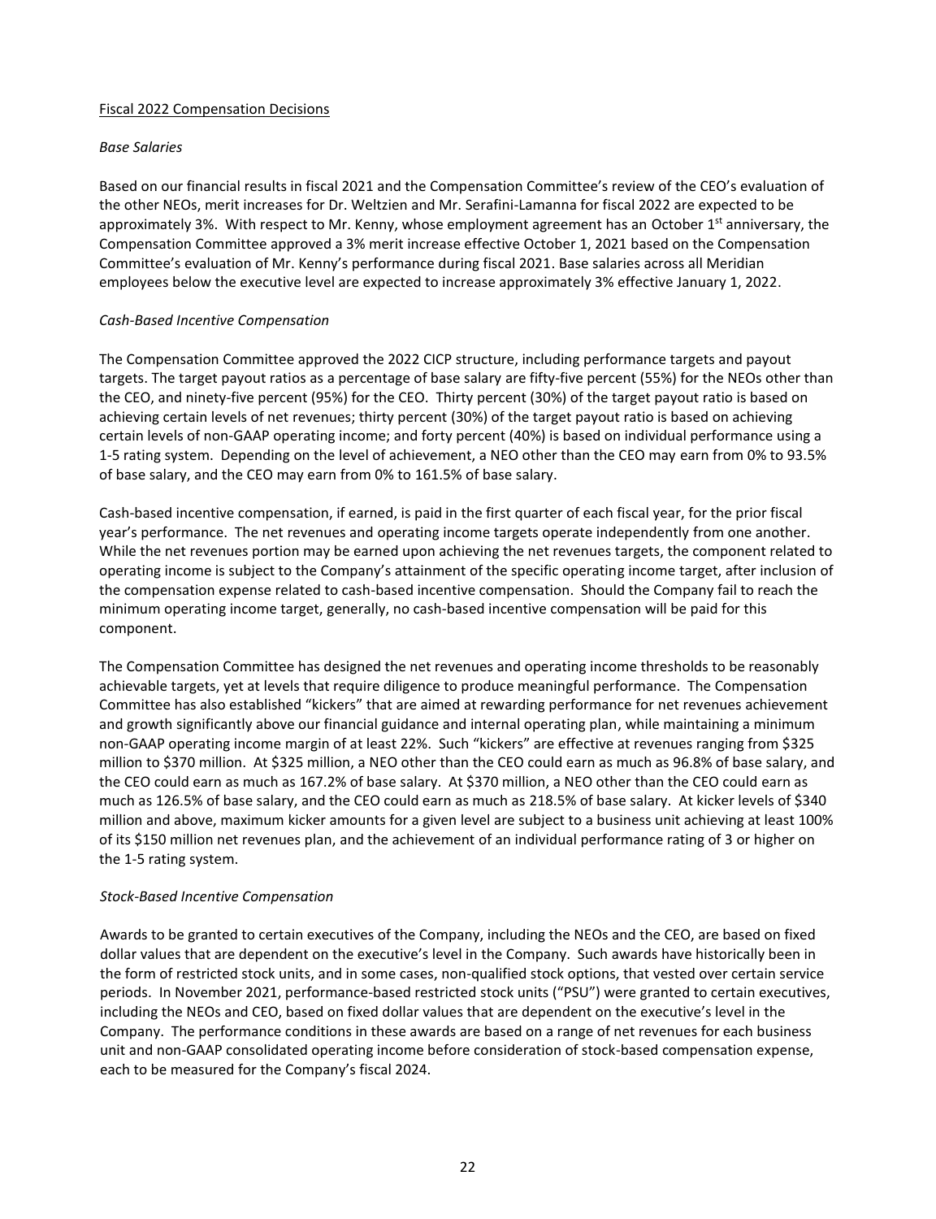Fiscal 2022 Compensation Decisions

*Base Salaries*

Based on our financial results in fiscal 2021 and the Compensation Committee's review of the CEO's evaluation of the other NEOs, merit increases for Dr. Weltzien and Mr. Serafini-Lamanna for fiscal 2022 are expected to be approximately 3%. With respect to Mr. Kenny, whose employment agreement has an October 1st anniversary, the Compensation Committee approved a 3% merit increase effective October 1, 2021 based on the Compensation Committee's evaluation of Mr. Kenny's performance during fiscal 2021. Base salaries across all Meridian employees below the executive level are expected to increase approximately 3% effective January 1, 2022.

*Cash-Based Incentive Compensation*

The Compensation Committee approved the 2022 CICP structure, including performance targets and payout targets. The target payout ratios as a percentage of base salary are fifty-five percent (55%) for the NEOs other than the CEO, and ninety-five percent (95%) for the CEO. Thirty percent (30%) of the target payout ratio is based on achieving certain levels of net revenues; thirty percent (30%) of the target payout ratio is based on achieving certain levels of non-GAAP operating income; and forty percent (40%) is based on individual performance using a 1-5 rating system. Depending on the level of achievement, a NEO other than the CEO may earn from 0% to 93.5% of base salary, and the CEO may earn from 0% to 161.5% of base salary.

Cash-based incentive compensation, if earned, is paid in the first quarter of each fiscal year, for the prior fiscal year's performance. The net revenues and operating income targets operate independently from one another. While the net revenues portion may be earned upon achieving the net revenues targets, the component related to operating income is subject to the Company's attainment of the specific operating income target, after inclusion of the compensation expense related to cash-based incentive compensation. Should the Company fail to reach the minimum operating income target, generally, no cash-based incentive compensation will be paid for this component.

The Compensation Committee has designed the net revenues and operating income thresholds to be reasonably achievable targets, yet at levels that require diligence to produce meaningful performance. The Compensation Committee has also established "kickers" that are aimed at rewarding performance for net revenues achievement and growth significantly above our financial guidance and internal operating plan, while maintaining a minimum non-GAAP operating income margin of at least 22%. Such "kickers" are effective at revenues ranging from $325 million to $370 million. At $325 million, a NEO other than the CEO could earn as much as 96.8% of base salary, and the CEO could earn as much as 167.2% of base salary. At $370 million, a NEO other than the CEO could earn as much as 126.5% of base salary, and the CEO could earn as much as 218.5% of base salary. At kicker levels of $340 million and above, maximum kicker amounts for a given level are subject to a business unit achieving at least 100% of its $150 million net revenues plan, and the achievement of an individual performance rating of 3 or higher on the 1-5 rating system.

*Stock-Based Incentive Compensation*

Awards to be granted to certain executives of the Company, including the NEOs and the CEO, are based on fixed dollar values that are dependent on the executive's level in the Company. Such awards have historically been in the form of restricted stock units, and in some cases, non-qualified stock options, that vested over certain service periods. In November 2021, performance-based restricted stock units ("PSU") were granted to certain executives, including the NEOs and CEO, based on fixed dollar values that are dependent on the executive's level in the Company. The performance conditions in these awards are based on a range of net revenues for each business unit and non-GAAP consolidated operating income before consideration of stock-based compensation expense, each to be measured for the Company's fiscal 2024.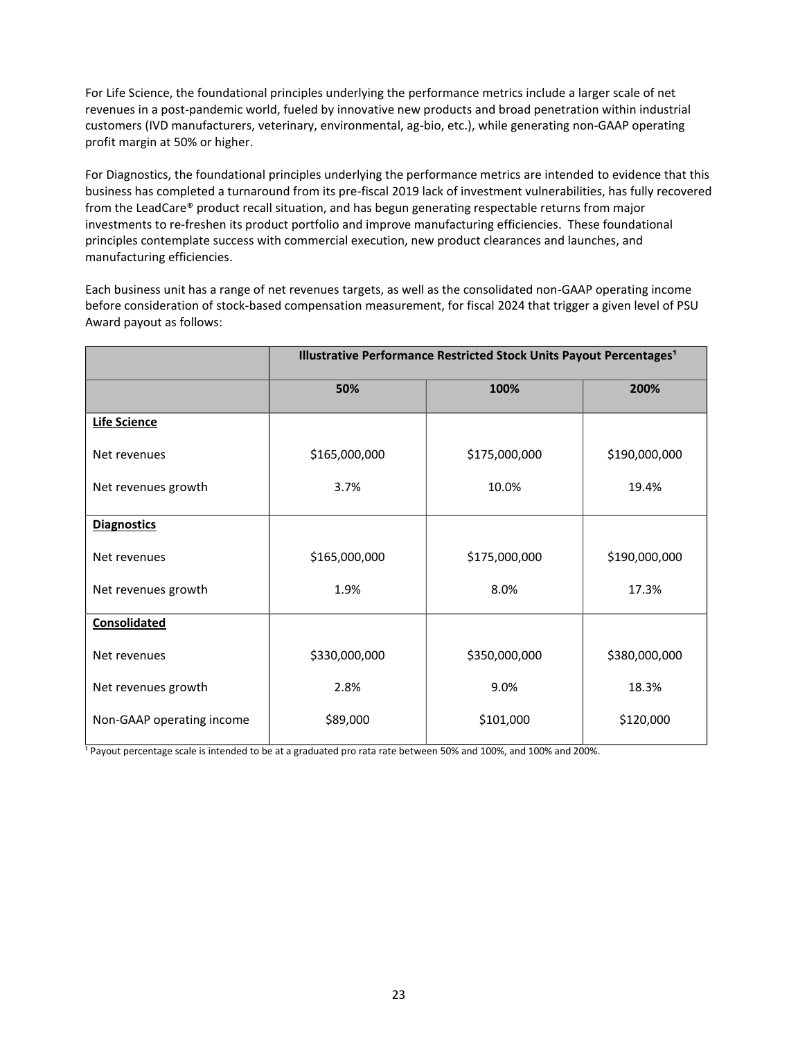For Life Science, the foundational principles underlying the performance metrics include a larger scale of net revenues in a post-pandemic world, fueled by innovative new products and broad penetration within industrial customers (IVD manufacturers, veterinary, environmental, ag-bio, etc.), while generating non-GAAP operating profit margin at 50% or higher.

For Diagnostics, the foundational principles underlying the performance metrics are intended to evidence that this business has completed a turnaround from its pre-fiscal 2019 lack of investment vulnerabilities, has fully recovered from the LeadCare® product recall situation, and has begun generating respectable returns from major investments to re-freshen its product portfolio and improve manufacturing efficiencies. These foundational principles contemplate success with commercial execution, new product clearances and launches, and manufacturing efficiencies.

Each business unit has a range of net revenues targets, as well as the consolidated non-GAAP operating income before consideration of stock-based compensation measurement, for fiscal 2024 that trigger a given level of PSU Award payout as follows:

| | **Illustrative Performance Restricted Stock Units Payout Percentages[1]** | | |
|---|---|---|---|
| | **50%** | **100%** | **200%** |
| **Life Science** | | | |
| Net revenues | $165,000,000 | $175,000,000 | $190,000,000 |
| Net revenues growth | 3.7% | 10.0% | 19.4% |
| **Diagnostics** | | | |
| Net revenues | $165,000,000 | $175,000,000 | $190,000,000 |
| Net revenues growth | 1.9% | 8.0% | 17.3% |
| **Consolidated** | | | |
| Net revenues | $330,000,000 | $350,000,000 | $380,000,000 |
| Net revenues growth | 2.8% | 9.0% | 18.3% |
| Non-GAAP operating income | $89,000 | $101,000 | $120,000 |

[1] Payout percentage scale is intended to be at a graduated pro rata rate between 50% and 100%, and 100% and 200%.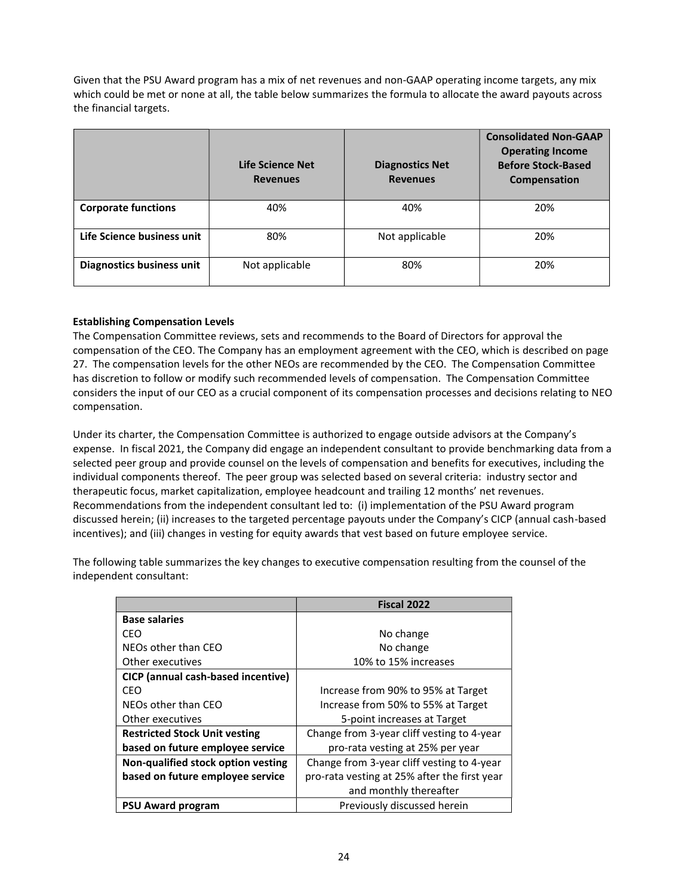Given that the PSU Award program has a mix of net revenues and non-GAAP operating income targets, any mix which could be met or none at all, the table below summarizes the formula to allocate the award payouts across the financial targets.

| | Life Science Net Revenues | Diagnostics Net Revenues | Consolidated Non-GAAP Operating Income Before Stock-Based Compensation |
|---|---|---|---|
| **Corporate functions** | 40% | 40% | 20% |
| **Life Science business unit** | 80% | Not applicable | 20% |
| **Diagnostics business unit** | Not applicable | 80% | 20% |

**Establishing Compensation Levels**

The Compensation Committee reviews, sets and recommends to the Board of Directors for approval the compensation of the CEO. The Company has an employment agreement with the CEO, which is described on page 27. The compensation levels for the other NEOs are recommended by the CEO. The Compensation Committee has discretion to follow or modify such recommended levels of compensation. The Compensation Committee considers the input of our CEO as a crucial component of its compensation processes and decisions relating to NEO compensation.

Under its charter, the Compensation Committee is authorized to engage outside advisors at the Company's expense. In fiscal 2021, the Company did engage an independent consultant to provide benchmarking data from a selected peer group and provide counsel on the levels of compensation and benefits for executives, including the individual components thereof. The peer group was selected based on several criteria: industry sector and therapeutic focus, market capitalization, employee headcount and trailing 12 months' net revenues. Recommendations from the independent consultant led to: (i) implementation of the PSU Award program discussed herein; (ii) increases to the targeted percentage payouts under the Company's CICP (annual cash-based incentives); and (iii) changes in vesting for equity awards that vest based on future employee service.

The following table summarizes the key changes to executive compensation resulting from the counsel of the independent consultant:

| | Fiscal 2022 |
|---|---|
| **Base salaries** | |
| CEO | No change |
| NEOs other than CEO | No change |
| Other executives | 10% to 15% increases |
| **CICP (annual cash-based incentive)** | |
| CEO | Increase from 90% to 95% at Target |
| NEOs other than CEO | Increase from 50% to 55% at Target |
| Other executives | 5-point increases at Target |
| **Restricted Stock Unit vesting based on future employee service** | Change from 3-year cliff vesting to 4-year pro-rata vesting at 25% per year |
| **Non-qualified stock option vesting based on future employee service** | Change from 3-year cliff vesting to 4-year pro-rata vesting at 25% after the first year and monthly thereafter |
| **PSU Award program** | Previously discussed herein |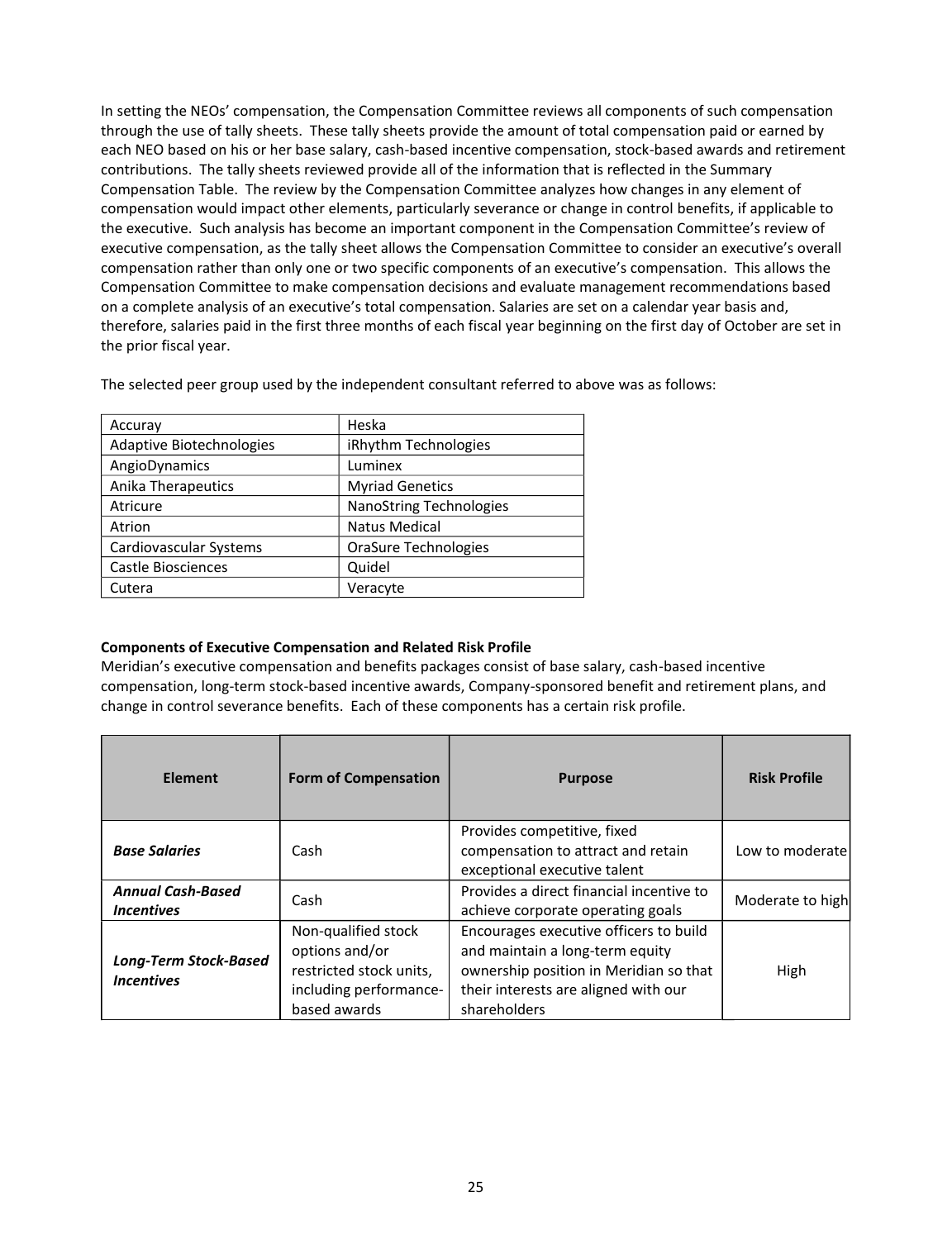In setting the NEOs' compensation, the Compensation Committee reviews all components of such compensation through the use of tally sheets. These tally sheets provide the amount of total compensation paid or earned by each NEO based on his or her base salary, cash-based incentive compensation, stock-based awards and retirement contributions. The tally sheets reviewed provide all of the information that is reflected in the Summary Compensation Table. The review by the Compensation Committee analyzes how changes in any element of compensation would impact other elements, particularly severance or change in control benefits, if applicable to the executive. Such analysis has become an important component in the Compensation Committee's review of executive compensation, as the tally sheet allows the Compensation Committee to consider an executive's overall compensation rather than only one or two specific components of an executive's compensation. This allows the Compensation Committee to make compensation decisions and evaluate management recommendations based on a complete analysis of an executive's total compensation. Salaries are set on a calendar year basis and, therefore, salaries paid in the first three months of each fiscal year beginning on the first day of October are set in the prior fiscal year.

The selected peer group used by the independent consultant referred to above was as follows:

| | |
|---|---|
| Accuray | Heska |
| Adaptive Biotechnologies | iRhythm Technologies |
| AngioDynamics | Luminex |
| Anika Therapeutics | Myriad Genetics |
| Atricure | NanoString Technologies |
| Atrion | Natus Medical |
| Cardiovascular Systems | OraSure Technologies |
| Castle Biosciences | Quidel |
| Cutera | Veracyte |

**Components of Executive Compensation and Related Risk Profile**

Meridian's executive compensation and benefits packages consist of base salary, cash-based incentive compensation, long-term stock-based incentive awards, Company-sponsored benefit and retirement plans, and change in control severance benefits. Each of these components has a certain risk profile.

| Element | Form of Compensation | Purpose | Risk Profile |
|---|---|---|---|
| ***Base Salaries*** | Cash | Provides competitive, fixed compensation to attract and retain exceptional executive talent | Low to moderate |
| ***Annual Cash-Based Incentives*** | Cash | Provides a direct financial incentive to achieve corporate operating goals | Moderate to high |
| ***Long-Term Stock-Based Incentives*** | Non-qualified stock options and/or restricted stock units, including performance-based awards | Encourages executive officers to build and maintain a long-term equity ownership position in Meridian so that their interests are aligned with our shareholders | High |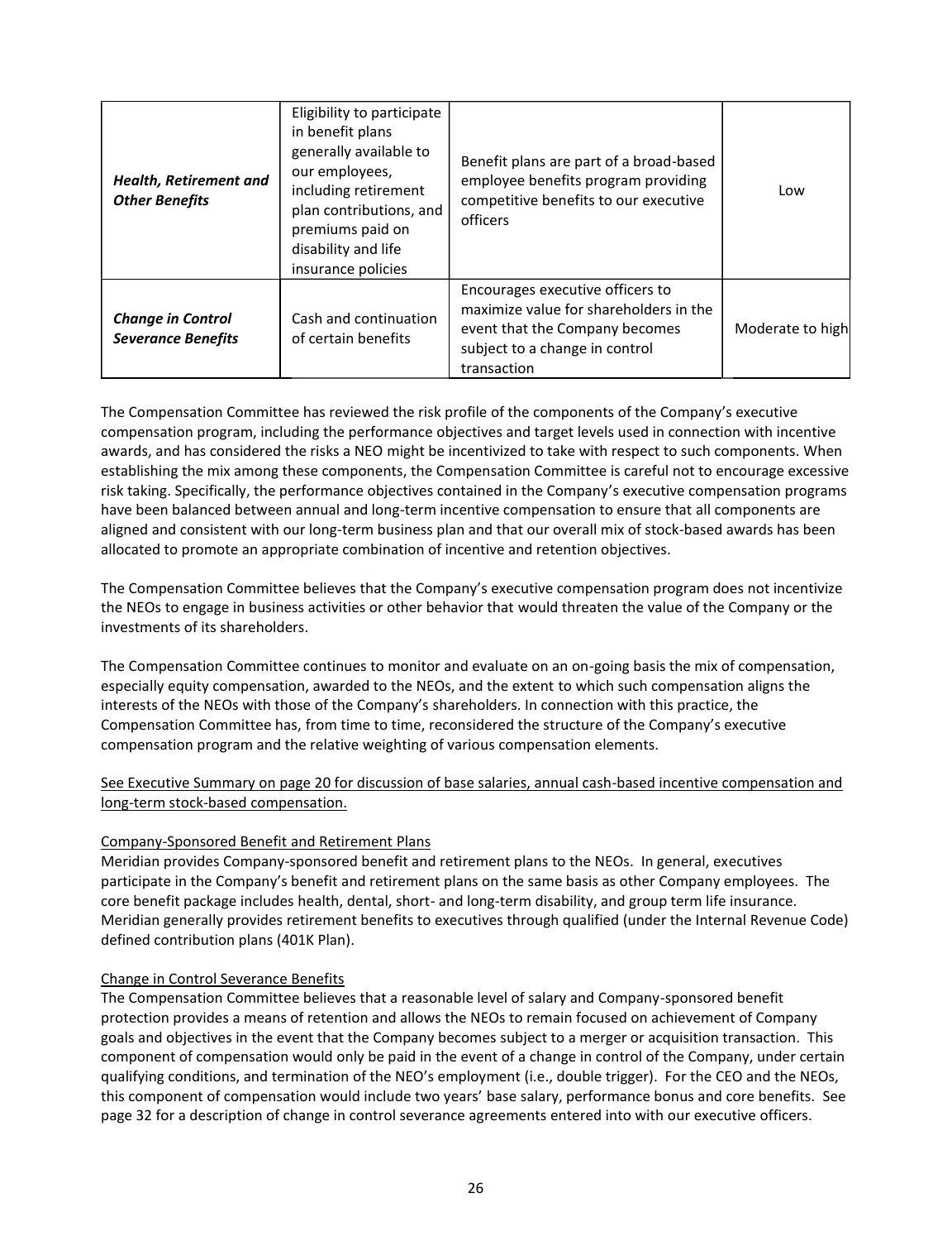| | | | |
|---|---|---|---|
| ***Health, Retirement and Other Benefits*** | Eligibility to participate in benefit plans generally available to our employees, including retirement plan contributions, and premiums paid on disability and life insurance policies | Benefit plans are part of a broad-based employee benefits program providing competitive benefits to our executive officers | Low |
| ***Change in Control Severance Benefits*** | Cash and continuation of certain benefits | Encourages executive officers to maximize value for shareholders in the event that the Company becomes subject to a change in control transaction | Moderate to high |

The Compensation Committee has reviewed the risk profile of the components of the Company's executive compensation program, including the performance objectives and target levels used in connection with incentive awards, and has considered the risks a NEO might be incentivized to take with respect to such components. When establishing the mix among these components, the Compensation Committee is careful not to encourage excessive risk taking. Specifically, the performance objectives contained in the Company's executive compensation programs have been balanced between annual and long-term incentive compensation to ensure that all components are aligned and consistent with our long-term business plan and that our overall mix of stock-based awards has been allocated to promote an appropriate combination of incentive and retention objectives.

The Compensation Committee believes that the Company's executive compensation program does not incentivize the NEOs to engage in business activities or other behavior that would threaten the value of the Company or the investments of its shareholders.

The Compensation Committee continues to monitor and evaluate on an on-going basis the mix of compensation, especially equity compensation, awarded to the NEOs, and the extent to which such compensation aligns the interests of the NEOs with those of the Company's shareholders. In connection with this practice, the Compensation Committee has, from time to time, reconsidered the structure of the Company's executive compensation program and the relative weighting of various compensation elements.

See Executive Summary on page 20 for discussion of base salaries, annual cash-based incentive compensation and long-term stock-based compensation.

Company-Sponsored Benefit and Retirement Plans

Meridian provides Company-sponsored benefit and retirement plans to the NEOs. In general, executives participate in the Company's benefit and retirement plans on the same basis as other Company employees. The core benefit package includes health, dental, short- and long-term disability, and group term life insurance. Meridian generally provides retirement benefits to executives through qualified (under the Internal Revenue Code) defined contribution plans (401K Plan).

Change in Control Severance Benefits

The Compensation Committee believes that a reasonable level of salary and Company-sponsored benefit protection provides a means of retention and allows the NEOs to remain focused on achievement of Company goals and objectives in the event that the Company becomes subject to a merger or acquisition transaction. This component of compensation would only be paid in the event of a change in control of the Company, under certain qualifying conditions, and termination of the NEO's employment (i.e., double trigger). For the CEO and the NEOs, this component of compensation would include two years' base salary, performance bonus and core benefits. See page 32 for a description of change in control severance agreements entered into with our executive officers.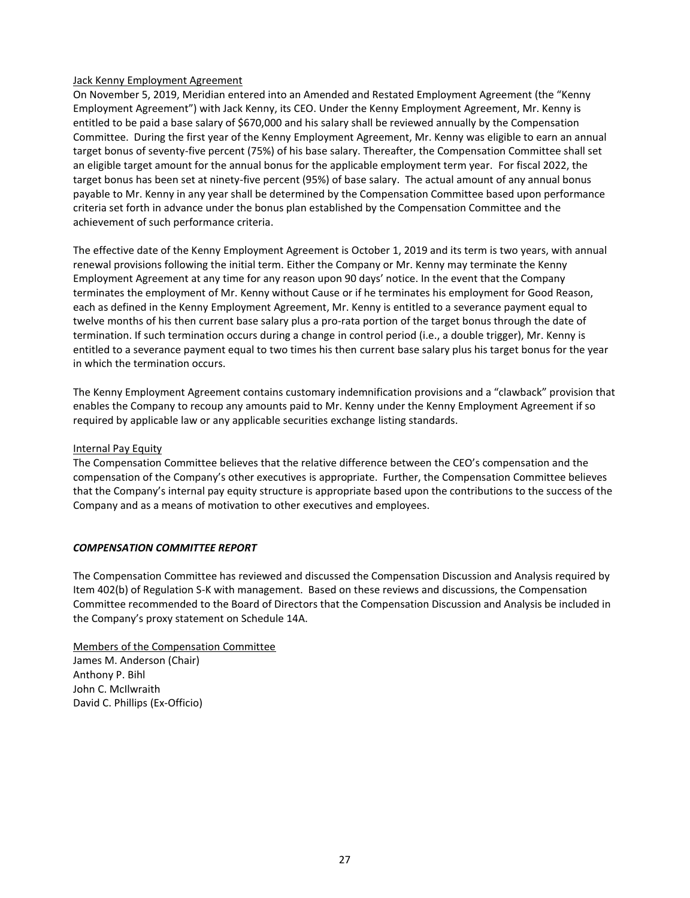Jack Kenny Employment Agreement

On November 5, 2019, Meridian entered into an Amended and Restated Employment Agreement (the "Kenny Employment Agreement") with Jack Kenny, its CEO. Under the Kenny Employment Agreement, Mr. Kenny is entitled to be paid a base salary of $670,000 and his salary shall be reviewed annually by the Compensation Committee. During the first year of the Kenny Employment Agreement, Mr. Kenny was eligible to earn an annual target bonus of seventy-five percent (75%) of his base salary. Thereafter, the Compensation Committee shall set an eligible target amount for the annual bonus for the applicable employment term year. For fiscal 2022, the target bonus has been set at ninety-five percent (95%) of base salary. The actual amount of any annual bonus payable to Mr. Kenny in any year shall be determined by the Compensation Committee based upon performance criteria set forth in advance under the bonus plan established by the Compensation Committee and the achievement of such performance criteria.

The effective date of the Kenny Employment Agreement is October 1, 2019 and its term is two years, with annual renewal provisions following the initial term. Either the Company or Mr. Kenny may terminate the Kenny Employment Agreement at any time for any reason upon 90 days' notice. In the event that the Company terminates the employment of Mr. Kenny without Cause or if he terminates his employment for Good Reason, each as defined in the Kenny Employment Agreement, Mr. Kenny is entitled to a severance payment equal to twelve months of his then current base salary plus a pro-rata portion of the target bonus through the date of termination. If such termination occurs during a change in control period (i.e., a double trigger), Mr. Kenny is entitled to a severance payment equal to two times his then current base salary plus his target bonus for the year in which the termination occurs.

The Kenny Employment Agreement contains customary indemnification provisions and a "clawback" provision that enables the Company to recoup any amounts paid to Mr. Kenny under the Kenny Employment Agreement if so required by applicable law or any applicable securities exchange listing standards.

Internal Pay Equity

The Compensation Committee believes that the relative difference between the CEO's compensation and the compensation of the Company's other executives is appropriate. Further, the Compensation Committee believes that the Company's internal pay equity structure is appropriate based upon the contributions to the success of the Company and as a means of motivation to other executives and employees.

***COMPENSATION COMMITTEE REPORT***

The Compensation Committee has reviewed and discussed the Compensation Discussion and Analysis required by Item 402(b) of Regulation S-K with management. Based on these reviews and discussions, the Compensation Committee recommended to the Board of Directors that the Compensation Discussion and Analysis be included in the Company's proxy statement on Schedule 14A.

Members of the Compensation Committee

James M. Anderson (Chair)
Anthony P. Bihl
John C. McIlwraith
David C. Phillips (Ex-Officio)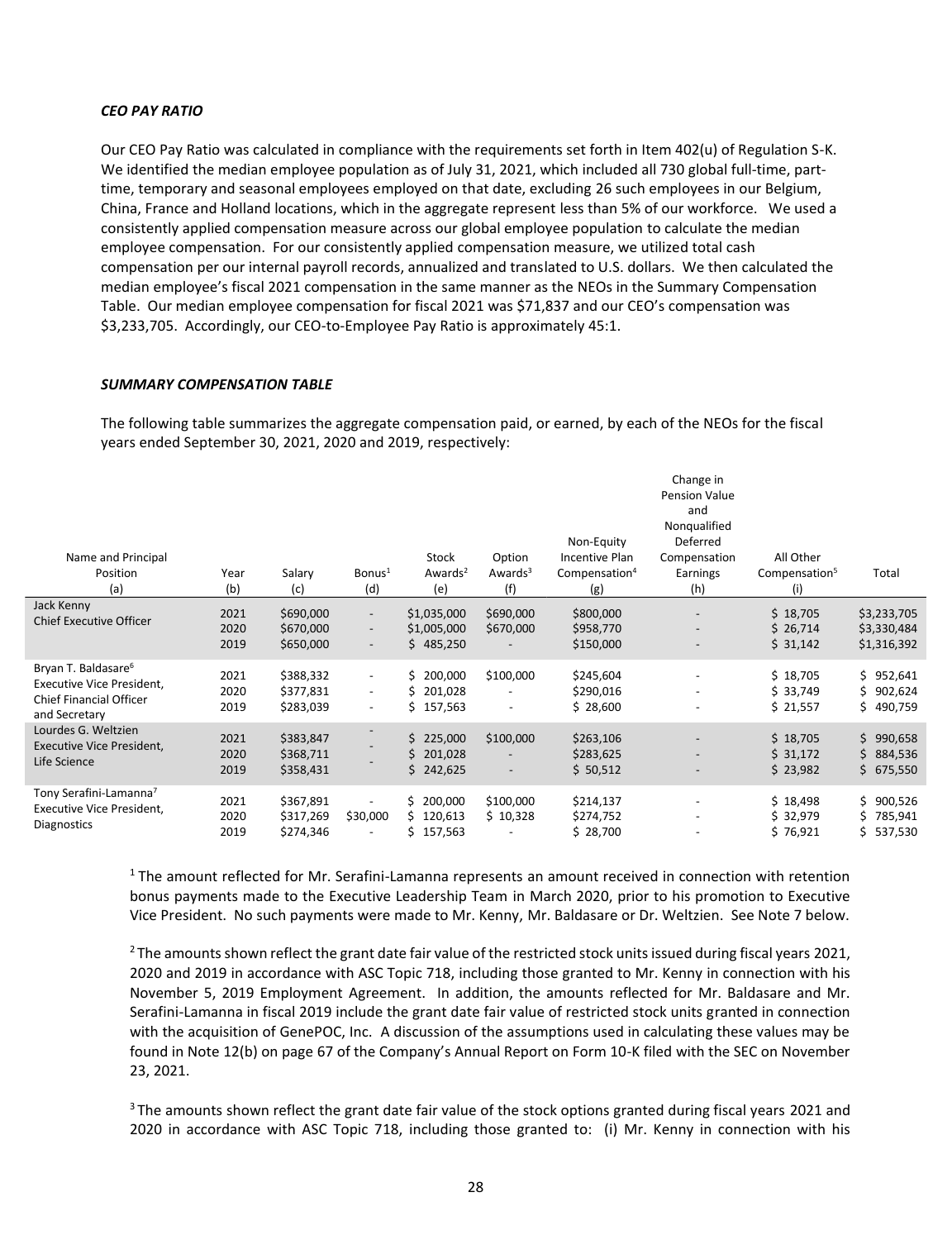### *CEO PAY RATIO*

Our CEO Pay Ratio was calculated in compliance with the requirements set forth in Item 402(u) of Regulation S-K. We identified the median employee population as of July 31, 2021, which included all 730 global full-time, part-time, temporary and seasonal employees employed on that date, excluding 26 such employees in our Belgium, China, France and Holland locations, which in the aggregate represent less than 5% of our workforce. We used a consistently applied compensation measure across our global employee population to calculate the median employee compensation. For our consistently applied compensation measure, we utilized total cash compensation per our internal payroll records, annualized and translated to U.S. dollars. We then calculated the median employee's fiscal 2021 compensation in the same manner as the NEOs in the Summary Compensation Table. Our median employee compensation for fiscal 2021 was $71,837 and our CEO's compensation was $3,233,705. Accordingly, our CEO-to-Employee Pay Ratio is approximately 45:1.

### *SUMMARY COMPENSATION TABLE*

The following table summarizes the aggregate compensation paid, or earned, by each of the NEOs for the fiscal years ended September 30, 2021, 2020 and 2019, respectively:

| Name and Principal Position (a) | Year (b) | Salary (c) | Bonus[1] (d) | Stock Awards[2] (e) | Option Awards[3] (f) | Non-Equity Incentive Plan Compensation[4] (g) | Change in Pension Value and Nonqualified Deferred Compensation Earnings (h) | All Other Compensation[5] (i) | Total |
|---|---|---|---|---|---|---|---|---|---|
| Jack Kenny<br>Chief Executive Officer | 2021 | $690,000 | - | $1,035,000 | $690,000 | $800,000 | - | $ 18,705 | $3,233,705 |
| | 2020 | $670,000 | - | $1,005,000 | $670,000 | $958,770 | - | $ 26,714 | $3,330,484 |
| | 2019 | $650,000 | - | $ 485,250 | - | $150,000 | - | $ 31,142 | $1,316,392 |
| Bryan T. Baldasare[6]<br>Executive Vice President, Chief Financial Officer and Secretary | 2021 | $388,332 | - | $ 200,000 | $100,000 | $245,604 | - | $ 18,705 | $ 952,641 |
| | 2020 | $377,831 | - | $ 201,028 | - | $290,016 | - | $ 33,749 | $ 902,624 |
| | 2019 | $283,039 | - | $ 157,563 | - | $ 28,600 | - | $ 21,557 | $ 490,759 |
| Lourdes G. Weltzien<br>Executive Vice President, Life Science | 2021 | $383,847 | - | $ 225,000 | $100,000 | $263,106 | - | $ 18,705 | $ 990,658 |
| | 2020 | $368,711 | - | $ 201,028 | - | $283,625 | - | $ 31,172 | $ 884,536 |
| | 2019 | $358,431 | - | $ 242,625 | - | $ 50,512 | - | $ 23,982 | $ 675,550 |
| Tony Serafini-Lamanna[7]<br>Executive Vice President, Diagnostics | 2021 | $367,891 | - | $ 200,000 | $100,000 | $214,137 | - | $ 18,498 | $ 900,526 |
| | 2020 | $317,269 | $30,000 | $ 120,613 | $ 10,328 | $274,752 | - | $ 32,979 | $ 785,941 |
| | 2019 | $274,346 | - | $ 157,563 | - | $ 28,700 | - | $ 76,921 | $ 537,530 |

[1] The amount reflected for Mr. Serafini-Lamanna represents an amount received in connection with retention bonus payments made to the Executive Leadership Team in March 2020, prior to his promotion to Executive Vice President. No such payments were made to Mr. Kenny, Mr. Baldasare or Dr. Weltzien. See Note 7 below.

[2] The amounts shown reflect the grant date fair value of the restricted stock units issued during fiscal years 2021, 2020 and 2019 in accordance with ASC Topic 718, including those granted to Mr. Kenny in connection with his November 5, 2019 Employment Agreement. In addition, the amounts reflected for Mr. Baldasare and Mr. Serafini-Lamanna in fiscal 2019 include the grant date fair value of restricted stock units granted in connection with the acquisition of GenePOC, Inc. A discussion of the assumptions used in calculating these values may be found in Note 12(b) on page 67 of the Company's Annual Report on Form 10-K filed with the SEC on November 23, 2021.

[3] The amounts shown reflect the grant date fair value of the stock options granted during fiscal years 2021 and 2020 in accordance with ASC Topic 718, including those granted to: (i) Mr. Kenny in connection with his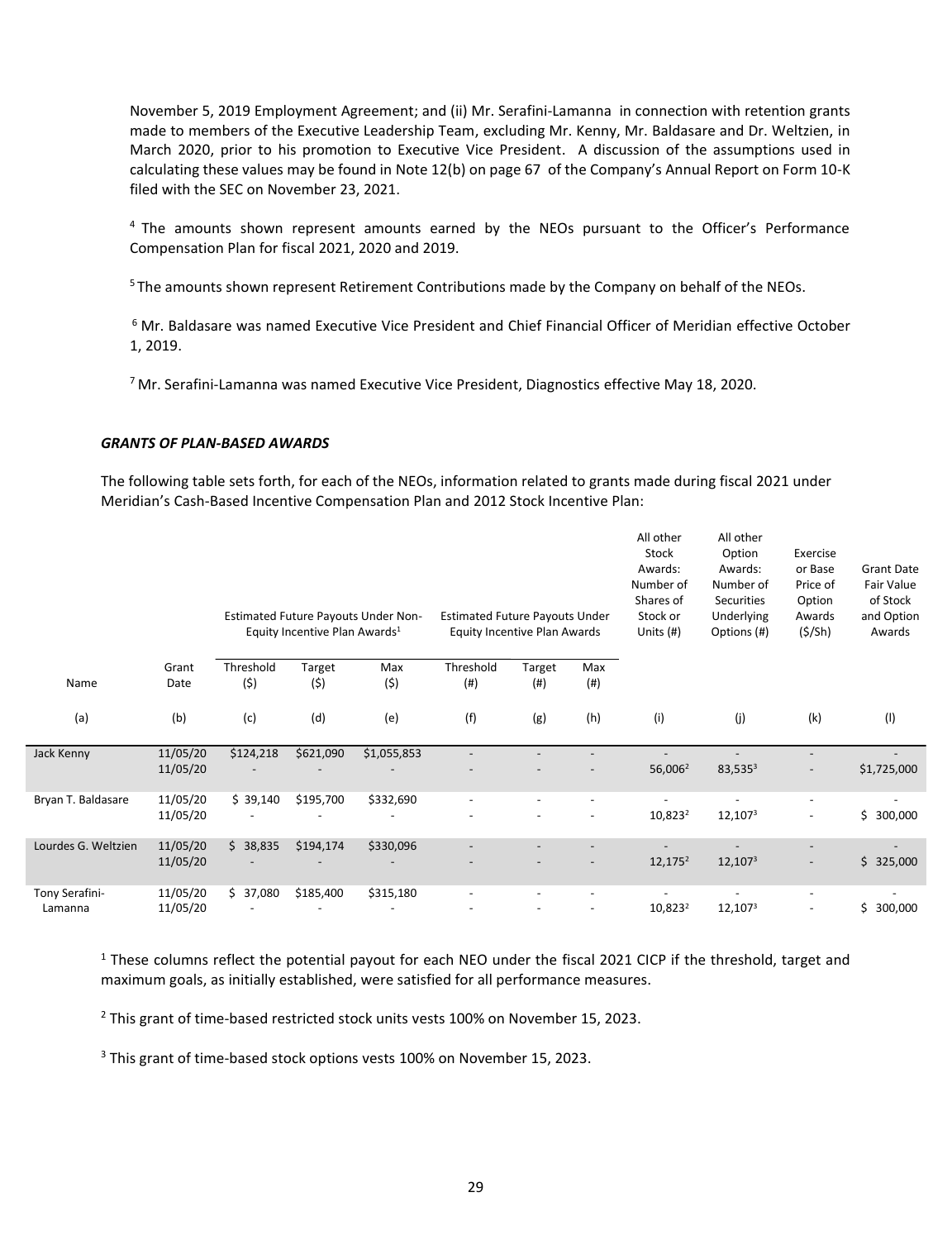November 5, 2019 Employment Agreement; and (ii) Mr. Serafini-Lamanna in connection with retention grants made to members of the Executive Leadership Team, excluding Mr. Kenny, Mr. Baldasare and Dr. Weltzien, in March 2020, prior to his promotion to Executive Vice President. A discussion of the assumptions used in calculating these values may be found in Note 12(b) on page 67 of the Company's Annual Report on Form 10-K filed with the SEC on November 23, 2021.

[4] The amounts shown represent amounts earned by the NEOs pursuant to the Officer's Performance Compensation Plan for fiscal 2021, 2020 and 2019.

[5] The amounts shown represent Retirement Contributions made by the Company on behalf of the NEOs.

[6] Mr. Baldasare was named Executive Vice President and Chief Financial Officer of Meridian effective October 1, 2019.

[7] Mr. Serafini-Lamanna was named Executive Vice President, Diagnostics effective May 18, 2020.

### *GRANTS OF PLAN-BASED AWARDS*

The following table sets forth, for each of the NEOs, information related to grants made during fiscal 2021 under Meridian's Cash-Based Incentive Compensation Plan and 2012 Stock Incentive Plan:

| | | Estimated Future Payouts Under Non-Equity Incentive Plan Awards[1] | | | Estimated Future Payouts Under Equity Incentive Plan Awards | | | All other Stock Awards: Number of Shares of Stock or Units (#) | All other Option Awards: Number of Securities Underlying Options (#) | Exercise or Base Price of Option Awards ($/Sh) | Grant Date Fair Value of Stock and Option Awards |
|---|---|---|---|---|---|---|---|---|---|---|---|
| Name | Grant Date | Threshold ($) | Target ($) | Max ($) | Threshold (#) | Target (#) | Max (#) | | | | |
| (a) | (b) | (c) | (d) | (e) | (f) | (g) | (h) | (i) | (j) | (k) | (l) |
| Jack Kenny | 11/05/20 | $124,218 | $621,090 | $1,055,853 | - | - | - | - | - | - | - |
| | 11/05/20 | - | - | - | - | - | - | 56,006[2] | 83,535[3] | - | $1,725,000 |
| Bryan T. Baldasare | 11/05/20 | $ 39,140 | $195,700 | $332,690 | - | - | - | - | - | - | - |
| | 11/05/20 | - | - | - | - | - | - | 10,823[2] | 12,107[3] | - | $ 300,000 |
| Lourdes G. Weltzien | 11/05/20 | $ 38,835 | $194,174 | $330,096 | - | - | - | - | - | - | - |
| | 11/05/20 | - | - | - | - | - | - | 12,175[2] | 12,107[3] | - | $ 325,000 |
| Tony Serafini-Lamanna | 11/05/20 | $ 37,080 | $185,400 | $315,180 | - | - | - | - | - | - | - |
| | 11/05/20 | - | - | - | - | - | - | 10,823[2] | 12,107[3] | - | $ 300,000 |

[1] These columns reflect the potential payout for each NEO under the fiscal 2021 CICP if the threshold, target and maximum goals, as initially established, were satisfied for all performance measures.

[2] This grant of time-based restricted stock units vests 100% on November 15, 2023.

[3] This grant of time-based stock options vests 100% on November 15, 2023.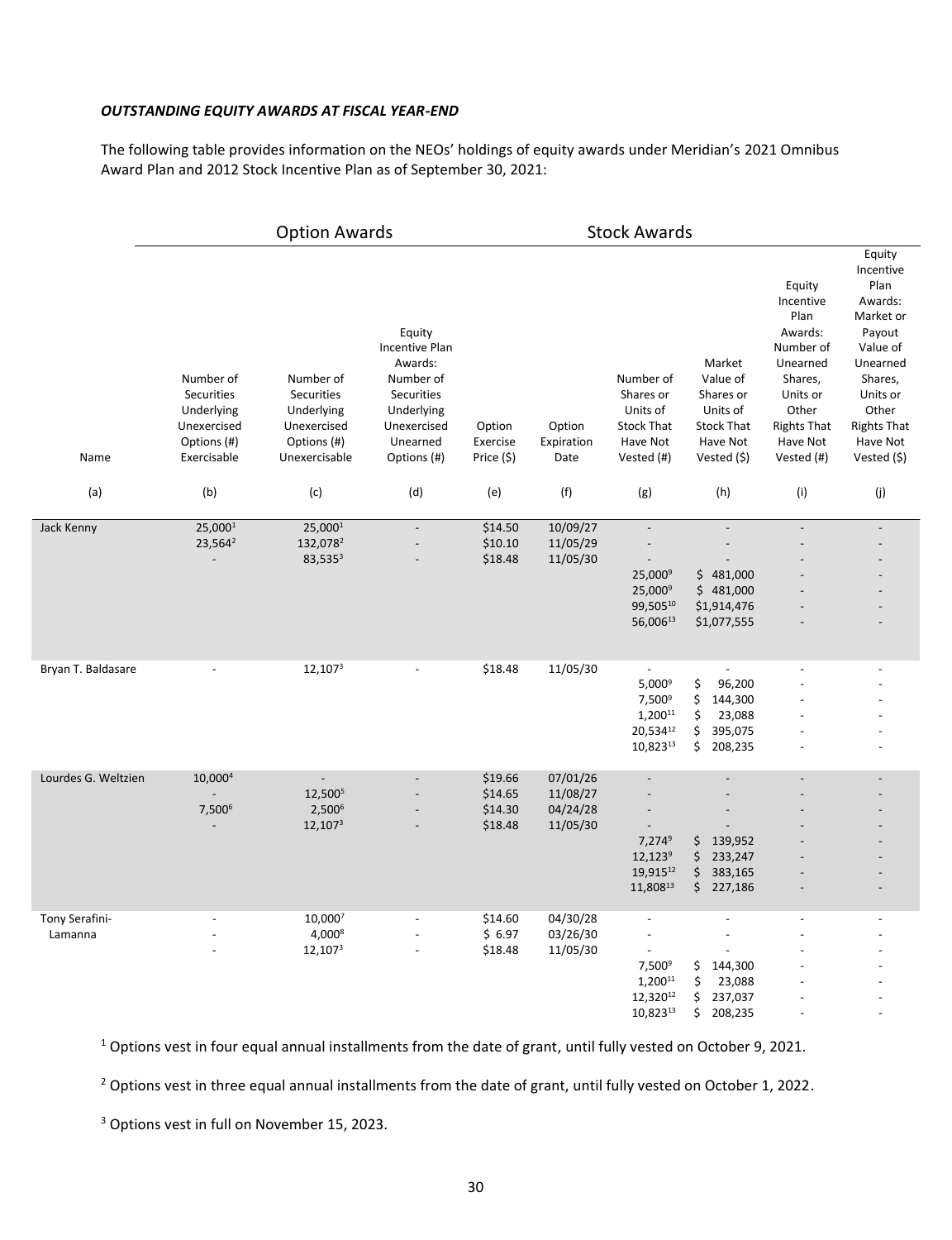***OUTSTANDING EQUITY AWARDS AT FISCAL YEAR-END***

The following table provides information on the NEOs' holdings of equity awards under Meridian's 2021 Omnibus Award Plan and 2012 Stock Incentive Plan as of September 30, 2021:

| | Option Awards | | | | | Stock Awards | | | |
|---|---|---|---|---|---|---|---|---|---|
| Name | Number of Securities Underlying Unexercised Options (#) Exercisable | Number of Securities Underlying Unexercised Options (#) Unexercisable | Equity Incentive Plan Awards: Number of Securities Underlying Unexercised Unearned Options (#) | Option Exercise Price ($) | Option Expiration Date | Number of Shares or Units of Stock That Have Not Vested (#) | Market Value of Shares or Units of Stock That Have Not Vested ($) | Equity Incentive Plan Awards: Number of Unearned Shares, Units or Other Rights That Have Not Vested (#) | Equity Incentive Plan Awards: Market or Payout Value of Unearned Shares, Units or Other Rights That Have Not Vested ($) |
| (a) | (b) | (c) | (d) | (e) | (f) | (g) | (h) | (i) | (j) |
| Jack Kenny | 25,000[1] | 25,000[1] | - | $14.50 | 10/09/27 | - | - | - | - |
| | 23,564[2] | 132,078[2] | - | $10.10 | 11/05/29 | - | - | - | - |
| | - | 83,535[3] | - | $18.48 | 11/05/30 | - | - | - | - |
| | | | | | | 25,000[9] | $ 481,000 | - | - |
| | | | | | | 25,000[9] | $ 481,000 | - | - |
| | | | | | | 99,505[10] | $1,914,476 | - | - |
| | | | | | | 56,006[13] | $1,077,555 | - | - |
| Bryan T. Baldasare | - | 12,107[3] | - | $18.48 | 11/05/30 | - | - | - | - |
| | | | | | | 5,000[9] | $ 96,200 | - | - |
| | | | | | | 7,500[9] | $ 144,300 | - | - |
| | | | | | | 1,200[11] | $ 23,088 | - | - |
| | | | | | | 20,534[12] | $ 395,075 | - | - |
| | | | | | | 10,823[13] | $ 208,235 | - | - |
| Lourdes G. Weltzien | 10,000[4] | - | - | $19.66 | 07/01/26 | - | - | - | - |
| | - | 12,500[5] | - | $14.65 | 11/08/27 | - | - | - | - |
| | 7,500[6] | 2,500[6] | - | $14.30 | 04/24/28 | - | - | - | - |
| | - | 12,107[3] | - | $18.48 | 11/05/30 | - | - | - | - |
| | | | | | | 7,274[9] | $ 139,952 | - | - |
| | | | | | | 12,123[9] | $ 233,247 | - | - |
| | | | | | | 19,915[12] | $ 383,165 | - | - |
| | | | | | | 11,808[13] | $ 227,186 | - | - |
| Tony Serafini-Lamanna | - | 10,000[7] | - | $14.60 | 04/30/28 | - | - | - | - |
| | - | 4,000[8] | - | $ 6.97 | 03/26/30 | - | - | - | - |
| | - | 12,107[3] | - | $18.48 | 11/05/30 | - | - | - | - |
| | | | | | | 7,500[9] | $ 144,300 | - | - |
| | | | | | | 1,200[11] | $ 23,088 | - | - |
| | | | | | | 12,320[12] | $ 237,037 | - | - |
| | | | | | | 10,823[13] | $ 208,235 | - | - |

[1] Options vest in four equal annual installments from the date of grant, until fully vested on October 9, 2021.

[2] Options vest in three equal annual installments from the date of grant, until fully vested on October 1, 2022.

[3] Options vest in full on November 15, 2023.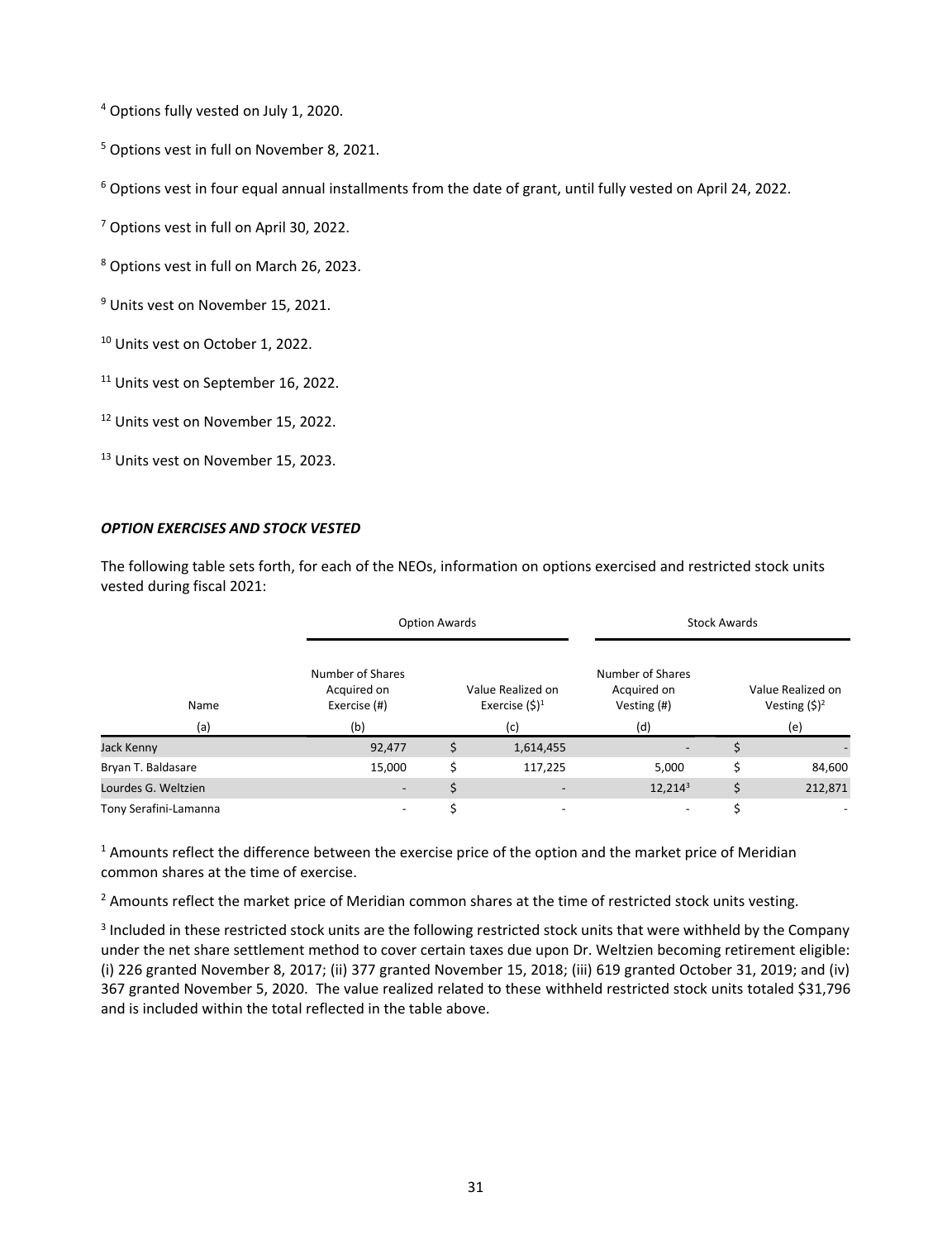[4] Options fully vested on July 1, 2020.

[5] Options vest in full on November 8, 2021.

[6] Options vest in four equal annual installments from the date of grant, until fully vested on April 24, 2022.

[7] Options vest in full on April 30, 2022.

[8] Options vest in full on March 26, 2023.

[9] Units vest on November 15, 2021.

[10] Units vest on October 1, 2022.

[11] Units vest on September 16, 2022.

[12] Units vest on November 15, 2022.

[13] Units vest on November 15, 2023.

***OPTION EXERCISES AND STOCK VESTED***

The following table sets forth, for each of the NEOs, information on options exercised and restricted stock units vested during fiscal 2021:

| | Option Awards | | Stock Awards | |
|---|---|---|---|---|
| Name | Number of Shares Acquired on Exercise (#) | Value Realized on Exercise ($)[1] | Number of Shares Acquired on Vesting (#) | Value Realized on Vesting ($)[2] |
| (a) | (b) | (c) | (d) | (e) |
| Jack Kenny | 92,477 | $ 1,614,455 | - | $ - |
| Bryan T. Baldasare | 15,000 | $ 117,225 | 5,000 | $ 84,600 |
| Lourdes G. Weltzien | - | $ - | 12,214[3] | $ 212,871 |
| Tony Serafini-Lamanna | - | $ - | - | $ - |

[1] Amounts reflect the difference between the exercise price of the option and the market price of Meridian common shares at the time of exercise.

[2] Amounts reflect the market price of Meridian common shares at the time of restricted stock units vesting.

[3] Included in these restricted stock units are the following restricted stock units that were withheld by the Company under the net share settlement method to cover certain taxes due upon Dr. Weltzien becoming retirement eligible: (i) 226 granted November 8, 2017; (ii) 377 granted November 15, 2018; (iii) 619 granted October 31, 2019; and (iv) 367 granted November 5, 2020. The value realized related to these withheld restricted stock units totaled $31,796 and is included within the total reflected in the table above.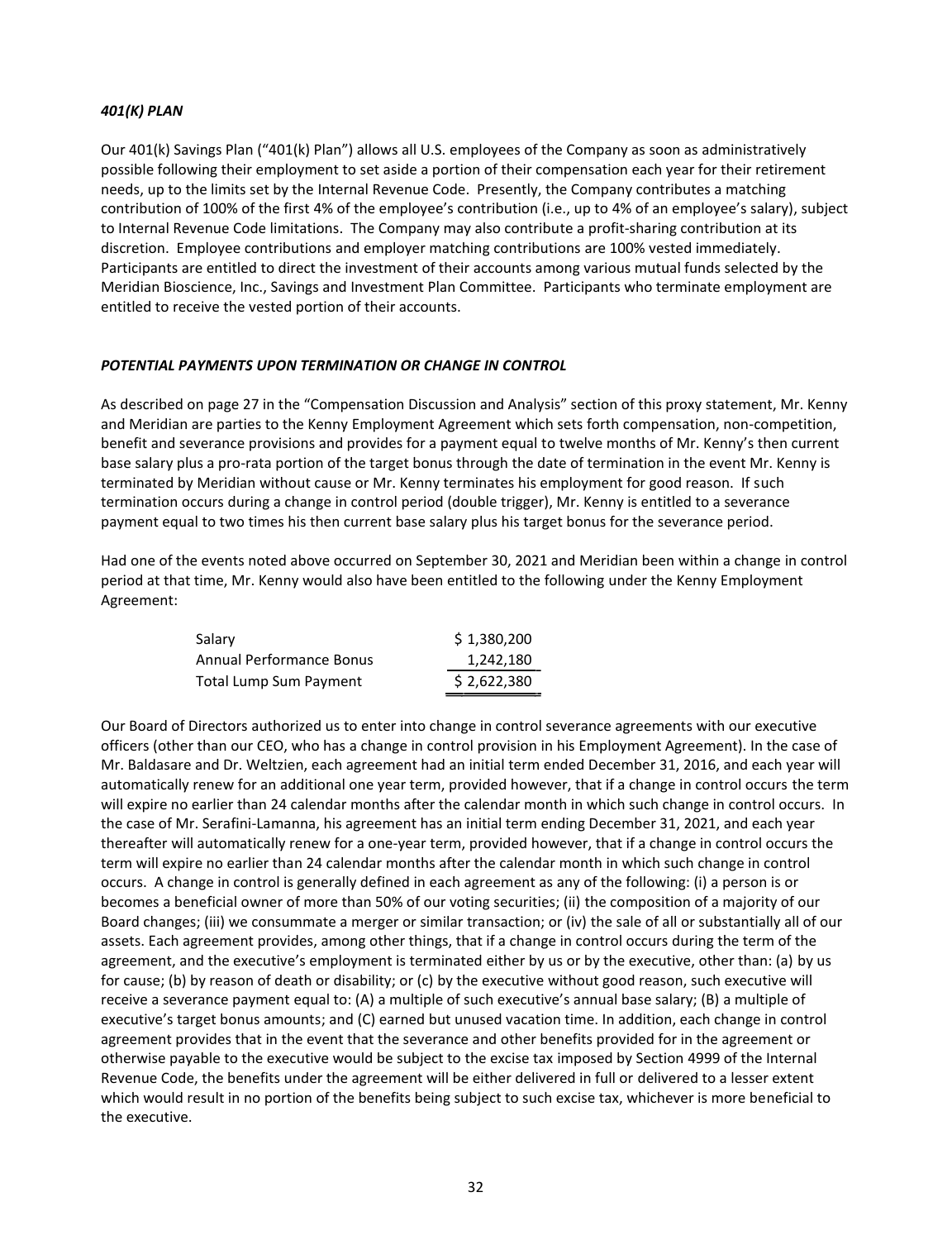### *401(K) PLAN*

Our 401(k) Savings Plan ("401(k) Plan") allows all U.S. employees of the Company as soon as administratively possible following their employment to set aside a portion of their compensation each year for their retirement needs, up to the limits set by the Internal Revenue Code. Presently, the Company contributes a matching contribution of 100% of the first 4% of the employee's contribution (i.e., up to 4% of an employee's salary), subject to Internal Revenue Code limitations. The Company may also contribute a profit-sharing contribution at its discretion. Employee contributions and employer matching contributions are 100% vested immediately. Participants are entitled to direct the investment of their accounts among various mutual funds selected by the Meridian Bioscience, Inc., Savings and Investment Plan Committee. Participants who terminate employment are entitled to receive the vested portion of their accounts.

### *POTENTIAL PAYMENTS UPON TERMINATION OR CHANGE IN CONTROL*

As described on page 27 in the "Compensation Discussion and Analysis" section of this proxy statement, Mr. Kenny and Meridian are parties to the Kenny Employment Agreement which sets forth compensation, non-competition, benefit and severance provisions and provides for a payment equal to twelve months of Mr. Kenny's then current base salary plus a pro-rata portion of the target bonus through the date of termination in the event Mr. Kenny is terminated by Meridian without cause or Mr. Kenny terminates his employment for good reason. If such termination occurs during a change in control period (double trigger), Mr. Kenny is entitled to a severance payment equal to two times his then current base salary plus his target bonus for the severance period.

Had one of the events noted above occurred on September 30, 2021 and Meridian been within a change in control period at that time, Mr. Kenny would also have been entitled to the following under the Kenny Employment Agreement:

| | |
|---|---|
| Salary | $ 1,380,200 |
| Annual Performance Bonus | 1,242,180 |
| Total Lump Sum Payment | $ 2,622,380 |

Our Board of Directors authorized us to enter into change in control severance agreements with our executive officers (other than our CEO, who has a change in control provision in his Employment Agreement). In the case of Mr. Baldasare and Dr. Weltzien, each agreement had an initial term ended December 31, 2016, and each year will automatically renew for an additional one year term, provided however, that if a change in control occurs the term will expire no earlier than 24 calendar months after the calendar month in which such change in control occurs. In the case of Mr. Serafini-Lamanna, his agreement has an initial term ending December 31, 2021, and each year thereafter will automatically renew for a one-year term, provided however, that if a change in control occurs the term will expire no earlier than 24 calendar months after the calendar month in which such change in control occurs. A change in control is generally defined in each agreement as any of the following: (i) a person is or becomes a beneficial owner of more than 50% of our voting securities; (ii) the composition of a majority of our Board changes; (iii) we consummate a merger or similar transaction; or (iv) the sale of all or substantially all of our assets. Each agreement provides, among other things, that if a change in control occurs during the term of the agreement, and the executive's employment is terminated either by us or by the executive, other than: (a) by us for cause; (b) by reason of death or disability; or (c) by the executive without good reason, such executive will receive a severance payment equal to: (A) a multiple of such executive's annual base salary; (B) a multiple of executive's target bonus amounts; and (C) earned but unused vacation time. In addition, each change in control agreement provides that in the event that the severance and other benefits provided for in the agreement or otherwise payable to the executive would be subject to the excise tax imposed by Section 4999 of the Internal Revenue Code, the benefits under the agreement will be either delivered in full or delivered to a lesser extent which would result in no portion of the benefits being subject to such excise tax, whichever is more beneficial to the executive.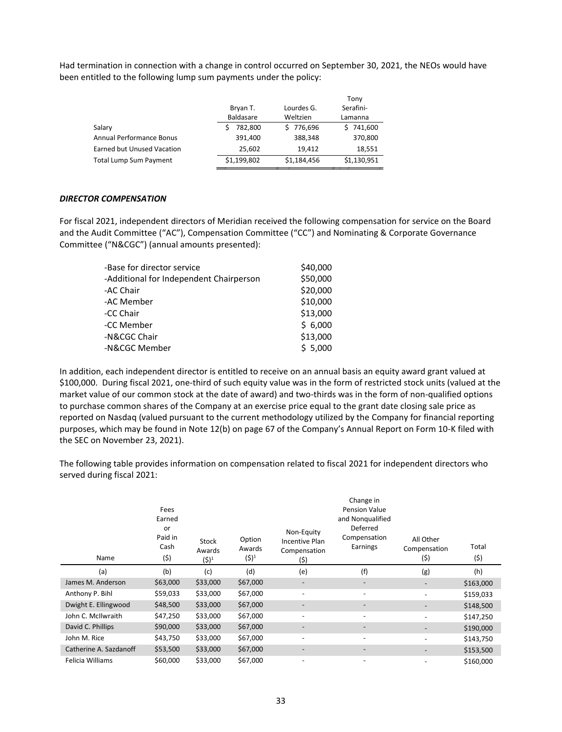Had termination in connection with a change in control occurred on September 30, 2021, the NEOs would have been entitled to the following lump sum payments under the policy:

| | Bryan T. Baldasare | Lourdes G. Weltzien | Tony Serafini-Lamanna |
|---|---|---|---|
| Salary | $ 782,800 | $ 776,696 | $ 741,600 |
| Annual Performance Bonus | 391,400 | 388,348 | 370,800 |
| Earned but Unused Vacation | 25,602 | 19,412 | 18,551 |
| Total Lump Sum Payment | $1,199,802 | $1,184,456 | $1,130,951 |

***DIRECTOR COMPENSATION***

For fiscal 2021, independent directors of Meridian received the following compensation for service on the Board and the Audit Committee ("AC"), Compensation Committee ("CC") and Nominating & Corporate Governance Committee ("N&CGC") (annual amounts presented):

| | |
|---|---|
| -Base for director service | $40,000 |
| -Additional for Independent Chairperson | $50,000 |
| -AC Chair | $20,000 |
| -AC Member | $10,000 |
| -CC Chair | $13,000 |
| -CC Member | $ 6,000 |
| -N&CGC Chair | $13,000 |
| -N&CGC Member | $ 5,000 |

In addition, each independent director is entitled to receive on an annual basis an equity award grant valued at $100,000. During fiscal 2021, one-third of such equity value was in the form of restricted stock units (valued at the market value of our common stock at the date of award) and two-thirds was in the form of non-qualified options to purchase common shares of the Company at an exercise price equal to the grant date closing sale price as reported on Nasdaq (valued pursuant to the current methodology utilized by the Company for financial reporting purposes, which may be found in Note 12(b) on page 67 of the Company's Annual Report on Form 10-K filed with the SEC on November 23, 2021).

The following table provides information on compensation related to fiscal 2021 for independent directors who served during fiscal 2021:

| Name | Fees Earned or Paid in Cash ($) | Stock Awards ($)[1] | Option Awards ($)[1] | Non-Equity Incentive Plan Compensation ($) | Change in Pension Value and Nonqualified Deferred Compensation Earnings | All Other Compensation ($) | Total ($) |
|---|---|---|---|---|---|---|---|
| (a) | (b) | (c) | (d) | (e) | (f) | (g) | (h) |
| James M. Anderson | $63,000 | $33,000 | $67,000 | - | - | - | $163,000 |
| Anthony P. Bihl | $59,033 | $33,000 | $67,000 | - | - | - | $159,033 |
| Dwight E. Ellingwood | $48,500 | $33,000 | $67,000 | - | - | - | $148,500 |
| John C. McIlwraith | $47,250 | $33,000 | $67,000 | - | - | - | $147,250 |
| David C. Phillips | $90,000 | $33,000 | $67,000 | - | - | - | $190,000 |
| John M. Rice | $43,750 | $33,000 | $67,000 | - | - | - | $143,750 |
| Catherine A. Sazdanoff | $53,500 | $33,000 | $67,000 | - | - | - | $153,500 |
| Felicia Williams | $60,000 | $33,000 | $67,000 | - | - | - | $160,000 |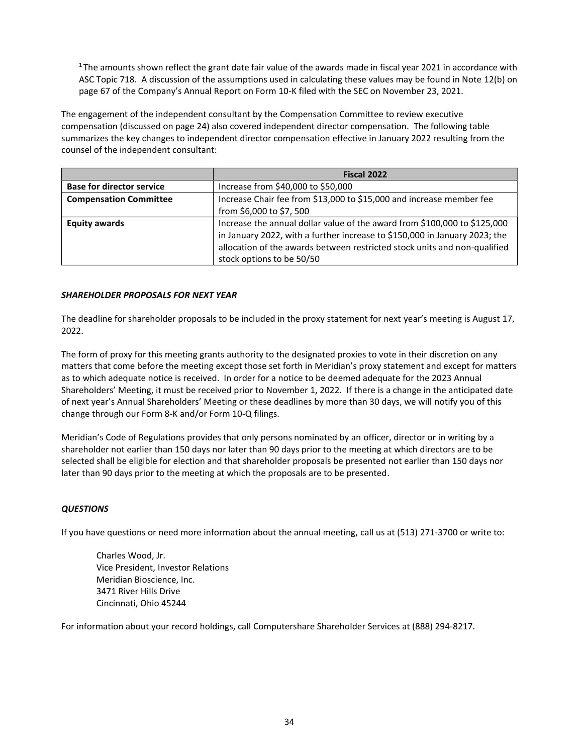[1] The amounts shown reflect the grant date fair value of the awards made in fiscal year 2021 in accordance with ASC Topic 718. A discussion of the assumptions used in calculating these values may be found in Note 12(b) on page 67 of the Company's Annual Report on Form 10-K filed with the SEC on November 23, 2021.

The engagement of the independent consultant by the Compensation Committee to review executive compensation (discussed on page 24) also covered independent director compensation. The following table summarizes the key changes to independent director compensation effective in January 2022 resulting from the counsel of the independent consultant:

| | Fiscal 2022 |
|---|---|
| **Base for director service** | Increase from $40,000 to $50,000 |
| **Compensation Committee** | Increase Chair fee from $13,000 to $15,000 and increase member fee from $6,000 to $7, 500 |
| **Equity awards** | Increase the annual dollar value of the award from $100,000 to $125,000 in January 2022, with a further increase to $150,000 in January 2023; the allocation of the awards between restricted stock units and non-qualified stock options to be 50/50 |

### *SHAREHOLDER PROPOSALS FOR NEXT YEAR*

The deadline for shareholder proposals to be included in the proxy statement for next year's meeting is August 17, 2022.

The form of proxy for this meeting grants authority to the designated proxies to vote in their discretion on any matters that come before the meeting except those set forth in Meridian's proxy statement and except for matters as to which adequate notice is received. In order for a notice to be deemed adequate for the 2023 Annual Shareholders' Meeting, it must be received prior to November 1, 2022. If there is a change in the anticipated date of next year's Annual Shareholders' Meeting or these deadlines by more than 30 days, we will notify you of this change through our Form 8-K and/or Form 10-Q filings.

Meridian's Code of Regulations provides that only persons nominated by an officer, director or in writing by a shareholder not earlier than 150 days nor later than 90 days prior to the meeting at which directors are to be selected shall be eligible for election and that shareholder proposals be presented not earlier than 150 days nor later than 90 days prior to the meeting at which the proposals are to be presented.

### *QUESTIONS*

If you have questions or need more information about the annual meeting, call us at (513) 271-3700 or write to:

Charles Wood, Jr.
Vice President, Investor Relations
Meridian Bioscience, Inc.
3471 River Hills Drive
Cincinnati, Ohio 45244

For information about your record holdings, call Computershare Shareholder Services at (888) 294-8217.